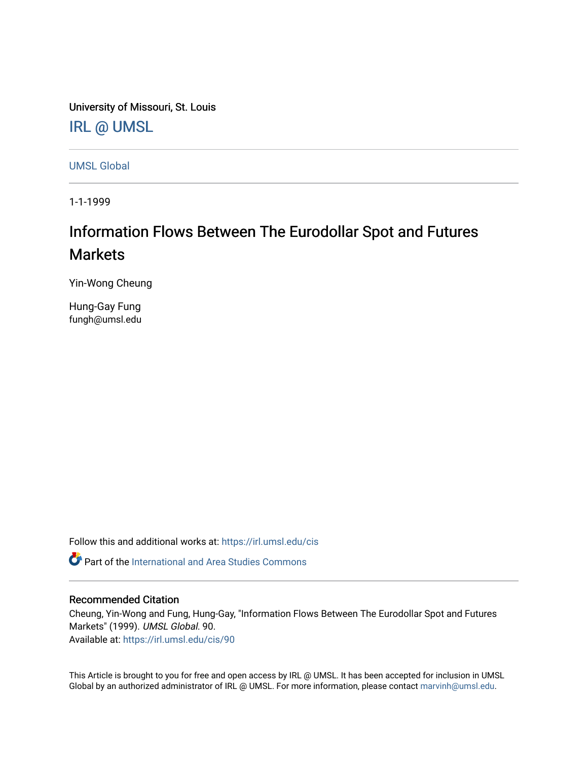University of Missouri, St. Louis

IRL @ UMSL

UMSL Global

1-1-1999

# Information Flows Between The Eurodollar Spot and Futures Markets

Yin-Wong Cheung

Hung-Gay Fung
fungh@umsl.edu

Follow this and additional works at: https://irl.umsl.edu/cis

Part of the International and Area Studies Commons

## Recommended Citation

Cheung, Yin-Wong and Fung, Hung-Gay, "Information Flows Between The Eurodollar Spot and Futures Markets" (1999). *UMSL Global*. 90.
Available at: https://irl.umsl.edu/cis/90

This Article is brought to you for free and open access by IRL @ UMSL. It has been accepted for inclusion in UMSL Global by an authorized administrator of IRL @ UMSL. For more information, please contact marvinh@umsl.edu.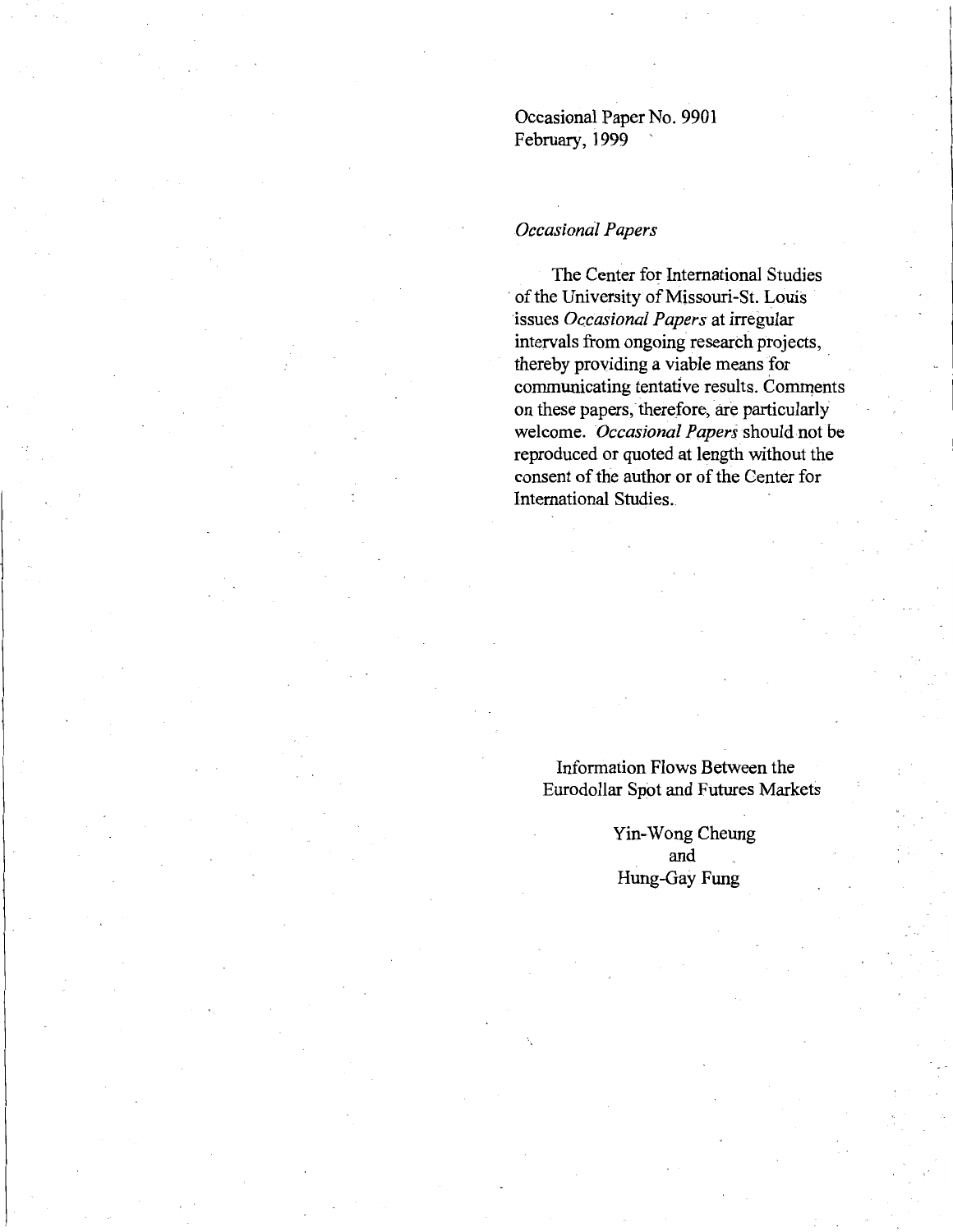Occasional Paper No. 9901
February, 1999

*Occasional Papers*

The Center for International Studies of the University of Missouri-St. Louis issues *Occasional Papers* at irregular intervals from ongoing research projects, thereby providing a viable means for communicating tentative results. Comments on these papers, therefore, are particularly welcome. *Occasional Papers* should not be reproduced or quoted at length without the consent of the author or of the Center for International Studies.

# Information Flows Between the Eurodollar Spot and Futures Markets

Yin-Wong Cheung
and
Hung-Gay Fung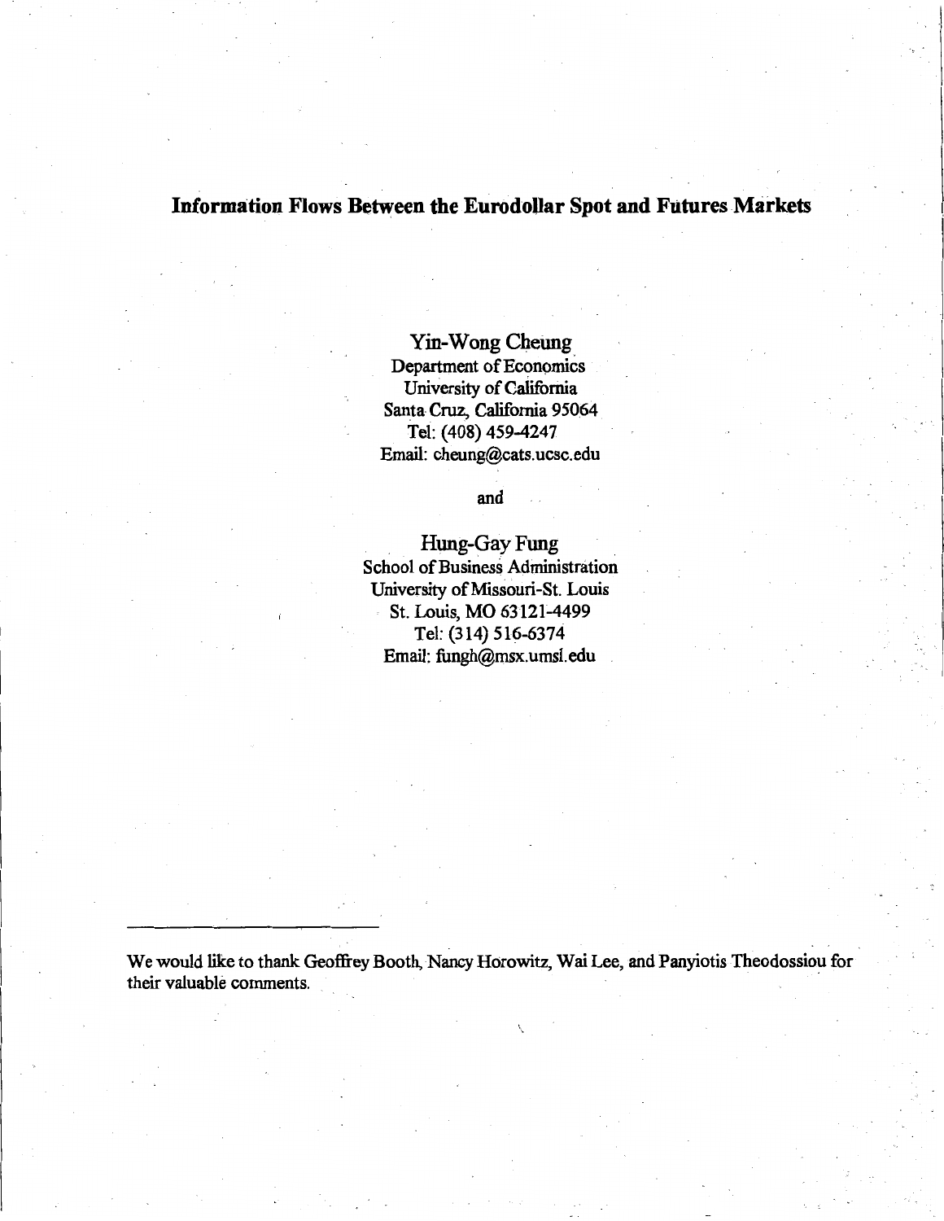# Information Flows Between the Eurodollar Spot and Futures Markets

Yin-Wong Cheung
Department of Economics
University of California
Santa Cruz, California 95064
Tel: (408) 459-4247
Email: cheung@cats.ucsc.edu

and

Hung-Gay Fung
School of Business Administration
University of Missouri-St. Louis
St. Louis, MO 63121-4499
Tel: (314) 516-6374
Email: fungh@msx.umsl.edu

---

We would like to thank Geoffrey Booth, Nancy Horowitz, Wai Lee, and Panyiotis Theodossiou for their valuable comments.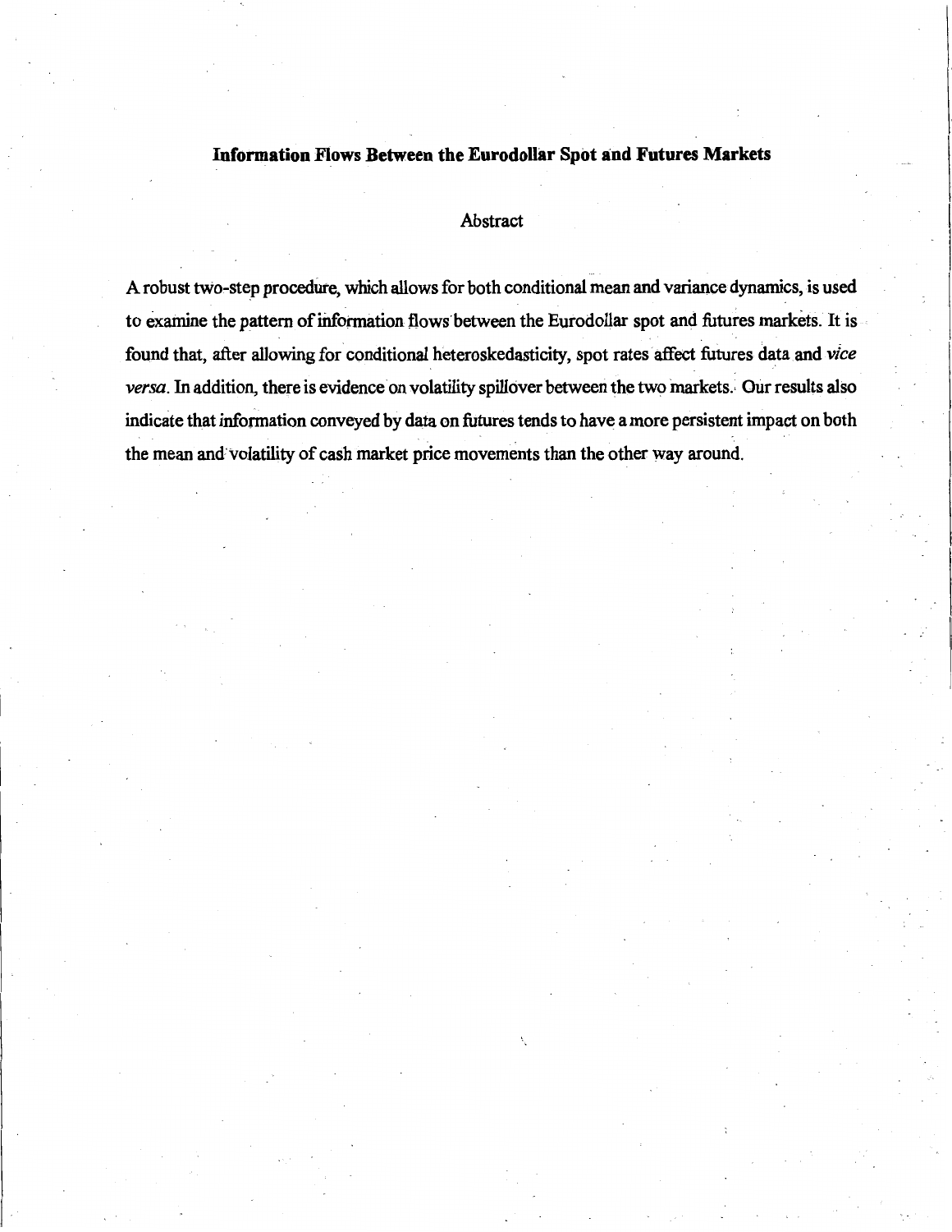**Information Flows Between the Eurodollar Spot and Futures Markets**

Abstract

A robust two-step procedure, which allows for both conditional mean and variance dynamics, is used to examine the pattern of information flows between the Eurodollar spot and futures markets. It is found that, after allowing for conditional heteroskedasticity, spot rates affect futures data and *vice versa*. In addition, there is evidence on volatility spillover between the two markets. Our results also indicate that information conveyed by data on futures tends to have a more persistent impact on both the mean and volatility of cash market price movements than the other way around.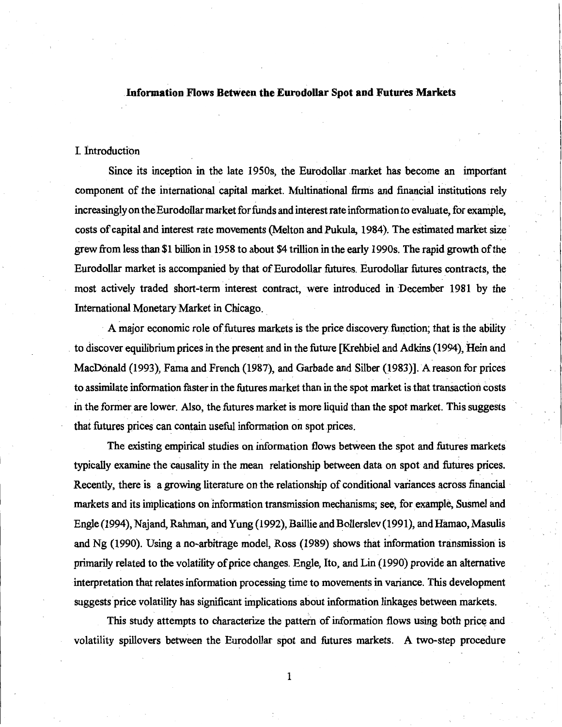# Information Flows Between the Eurodollar Spot and Futures Markets

## I. Introduction

Since its inception in the late 1950s, the Eurodollar market has become an important component of the international capital market. Multinational firms and financial institutions rely increasingly on the Eurodollar market for funds and interest rate information to evaluate, for example, costs of capital and interest rate movements (Melton and Pukula, 1984). The estimated market size grew from less than $1 billion in 1958 to about $4 trillion in the early 1990s. The rapid growth of the Eurodollar market is accompanied by that of Eurodollar futures. Eurodollar futures contracts, the most actively traded short-term interest contract, were introduced in December 1981 by the International Monetary Market in Chicago.

A major economic role of futures markets is the price discovery function; that is the ability to discover equilibrium prices in the present and in the future [Krehbiel and Adkins (1994), Hein and MacDonald (1993), Fama and French (1987), and Garbade and Silber (1983)]. A reason for prices to assimilate information faster in the futures market than in the spot market is that transaction costs in the former are lower. Also, the futures market is more liquid than the spot market. This suggests that futures prices can contain useful information on spot prices.

The existing empirical studies on information flows between the spot and futures markets typically examine the causality in the mean relationship between data on spot and futures prices. Recently, there is a growing literature on the relationship of conditional variances across financial markets and its implications on information transmission mechanisms; see, for example, Susmel and Engle (1994), Najand, Rahman, and Yung (1992), Baillie and Bollerslev (1991), and Hamao, Masulis and Ng (1990). Using a no-arbitrage model, Ross (1989) shows that information transmission is primarily related to the volatility of price changes. Engle, Ito, and Lin (1990) provide an alternative interpretation that relates information processing time to movements in variance. This development suggests price volatility has significant implications about information linkages between markets.

This study attempts to characterize the pattern of information flows using both price and volatility spillovers between the Eurodollar spot and futures markets. A two-step procedure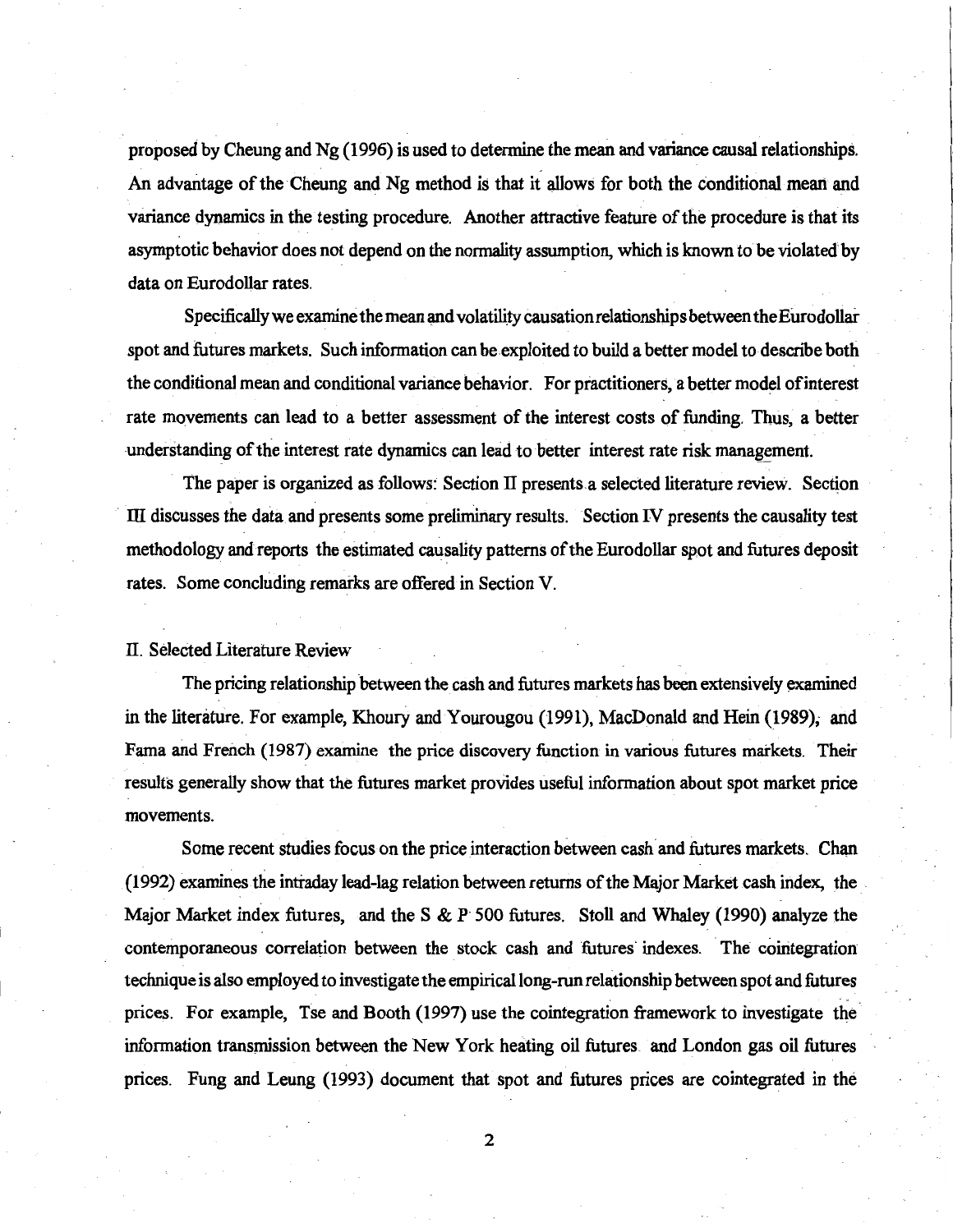proposed by Cheung and Ng (1996) is used to determine the mean and variance causal relationships. An advantage of the Cheung and Ng method is that it allows for both the conditional mean and variance dynamics in the testing procedure. Another attractive feature of the procedure is that its asymptotic behavior does not depend on the normality assumption, which is known to be violated by data on Eurodollar rates.

Specifically we examine the mean and volatility causation relationships between the Eurodollar spot and futures markets. Such information can be exploited to build a better model to describe both the conditional mean and conditional variance behavior. For practitioners, a better model of interest rate movements can lead to a better assessment of the interest costs of funding. Thus, a better understanding of the interest rate dynamics can lead to better interest rate risk management.

The paper is organized as follows: Section II presents a selected literature review. Section III discusses the data and presents some preliminary results. Section IV presents the causality test methodology and reports the estimated causality patterns of the Eurodollar spot and futures deposit rates. Some concluding remarks are offered in Section V.

## II. Selected Literature Review

The pricing relationship between the cash and futures markets has been extensively examined in the literature. For example, Khoury and Yourougou (1991), MacDonald and Hein (1989), and Fama and French (1987) examine the price discovery function in various futures markets. Their results generally show that the futures market provides useful information about spot market price movements.

Some recent studies focus on the price interaction between cash and futures markets. Chan (1992) examines the intraday lead-lag relation between returns of the Major Market cash index, the Major Market index futures, and the S & P 500 futures. Stoll and Whaley (1990) analyze the contemporaneous correlation between the stock cash and futures indexes. The cointegration technique is also employed to investigate the empirical long-run relationship between spot and futures prices. For example, Tse and Booth (1997) use the cointegration framework to investigate the information transmission between the New York heating oil futures and London gas oil futures prices. Fung and Leung (1993) document that spot and futures prices are cointegrated in the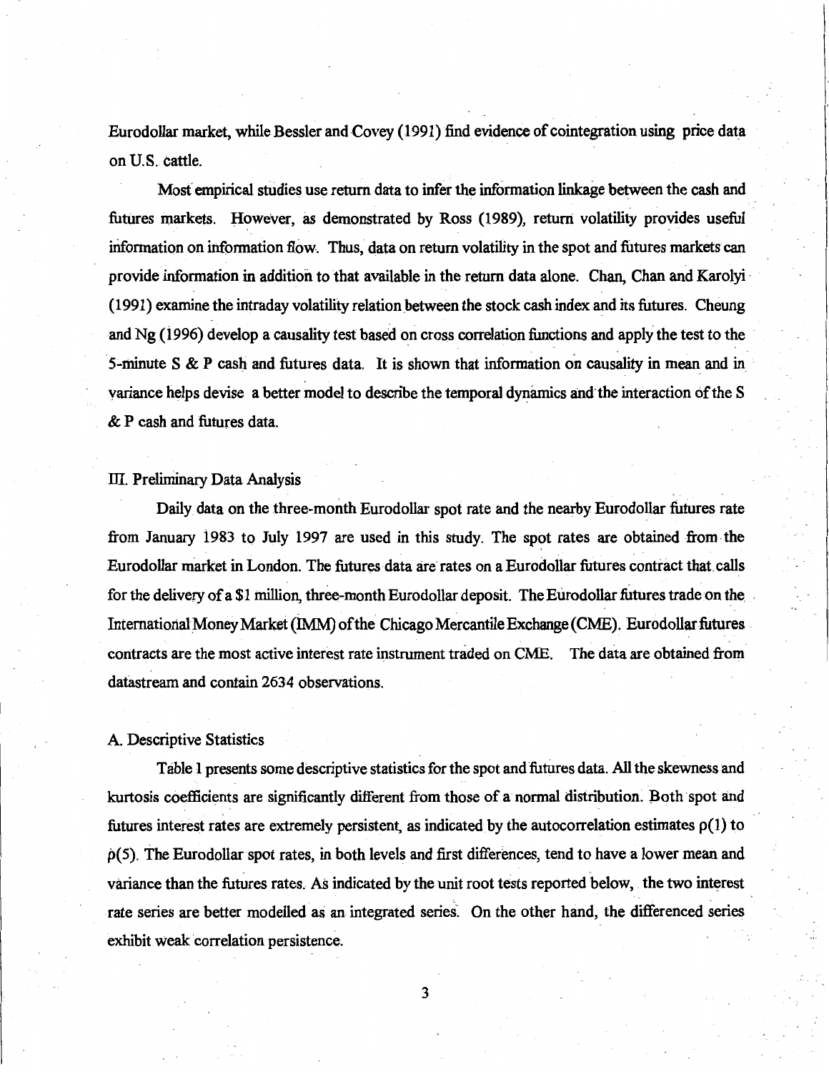Eurodollar market, while Bessler and Covey (1991) find evidence of cointegration using price data on U.S. cattle.

Most empirical studies use return data to infer the information linkage between the cash and futures markets. However, as demonstrated by Ross (1989), return volatility provides useful information on information flow. Thus, data on return volatility in the spot and futures markets can provide information in addition to that available in the return data alone. Chan, Chan and Karolyi (1991) examine the intraday volatility relation between the stock cash index and its futures. Cheung and Ng (1996) develop a causality test based on cross correlation functions and apply the test to the 5-minute S & P cash and futures data. It is shown that information on causality in mean and in variance helps devise a better model to describe the temporal dynamics and the interaction of the S & P cash and futures data.

## III. Preliminary Data Analysis

Daily data on the three-month Eurodollar spot rate and the nearby Eurodollar futures rate from January 1983 to July 1997 are used in this study. The spot rates are obtained from the Eurodollar market in London. The futures data are rates on a Eurodollar futures contract that calls for the delivery of a $1 million, three-month Eurodollar deposit. The Eurodollar futures trade on the International Money Market (IMM) of the Chicago Mercantile Exchange (CME). Eurodollar futures contracts are the most active interest rate instrument traded on CME. The data are obtained from datastream and contain 2634 observations.

### A. Descriptive Statistics

Table 1 presents some descriptive statistics for the spot and futures data. All the skewness and kurtosis coefficients are significantly different from those of a normal distribution. Both spot and futures interest rates are extremely persistent, as indicated by the autocorrelation estimates $\rho(1)$ to $\rho(5)$. The Eurodollar spot rates, in both levels and first differences, tend to have a lower mean and variance than the futures rates. As indicated by the unit root tests reported below, the two interest rate series are better modelled as an integrated series. On the other hand, the differenced series exhibit weak correlation persistence.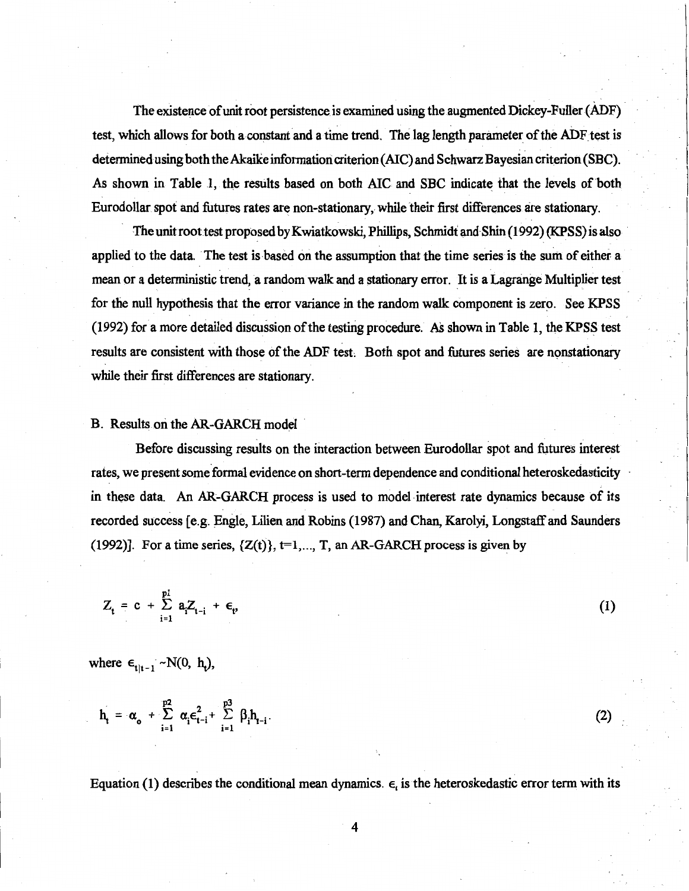The existence of unit root persistence is examined using the augmented Dickey-Fuller (ADF) test, which allows for both a constant and a time trend. The lag length parameter of the ADF test is determined using both the Akaike information criterion (AIC) and Schwarz Bayesian criterion (SBC). As shown in Table 1, the results based on both AIC and SBC indicate that the levels of both Eurodollar spot and futures rates are non-stationary, while their first differences are stationary.

The unit root test proposed by Kwiatkowski, Phillips, Schmidt and Shin (1992) (KPSS) is also applied to the data. The test is based on the assumption that the time series is the sum of either a mean or a deterministic trend, a random walk and a stationary error. It is a Lagrange Multiplier test for the null hypothesis that the error variance in the random walk component is zero. See KPSS (1992) for a more detailed discussion of the testing procedure. As shown in Table 1, the KPSS test results are consistent with those of the ADF test. Both spot and futures series are nonstationary while their first differences are stationary.

## B. Results on the AR-GARCH model

Before discussing results on the interaction between Eurodollar spot and futures interest rates, we present some formal evidence on short-term dependence and conditional heteroskedasticity in these data. An AR-GARCH process is used to model interest rate dynamics because of its recorded success [e.g. Engle, Lilien and Robins (1987) and Chan, Karolyi, Longstaff and Saunders (1992)]. For a time series, $\{Z(t)\}$, $t=1,\ldots, T$, an AR-GARCH process is given by

$$Z_t = c + \sum_{i=1}^{p1} a_i Z_{t-i} + \epsilon_t, \tag{1}$$

where $\epsilon_{t|t-1} \sim N(0, h_t)$,

$$h_t = \alpha_o + \sum_{i=1}^{p2} \alpha_i \epsilon_{t-i}^2 + \sum_{i=1}^{p3} \beta_i h_{t-i}. \tag{2}$$

Equation (1) describes the conditional mean dynamics. $\epsilon_t$ is the heteroskedastic error term with its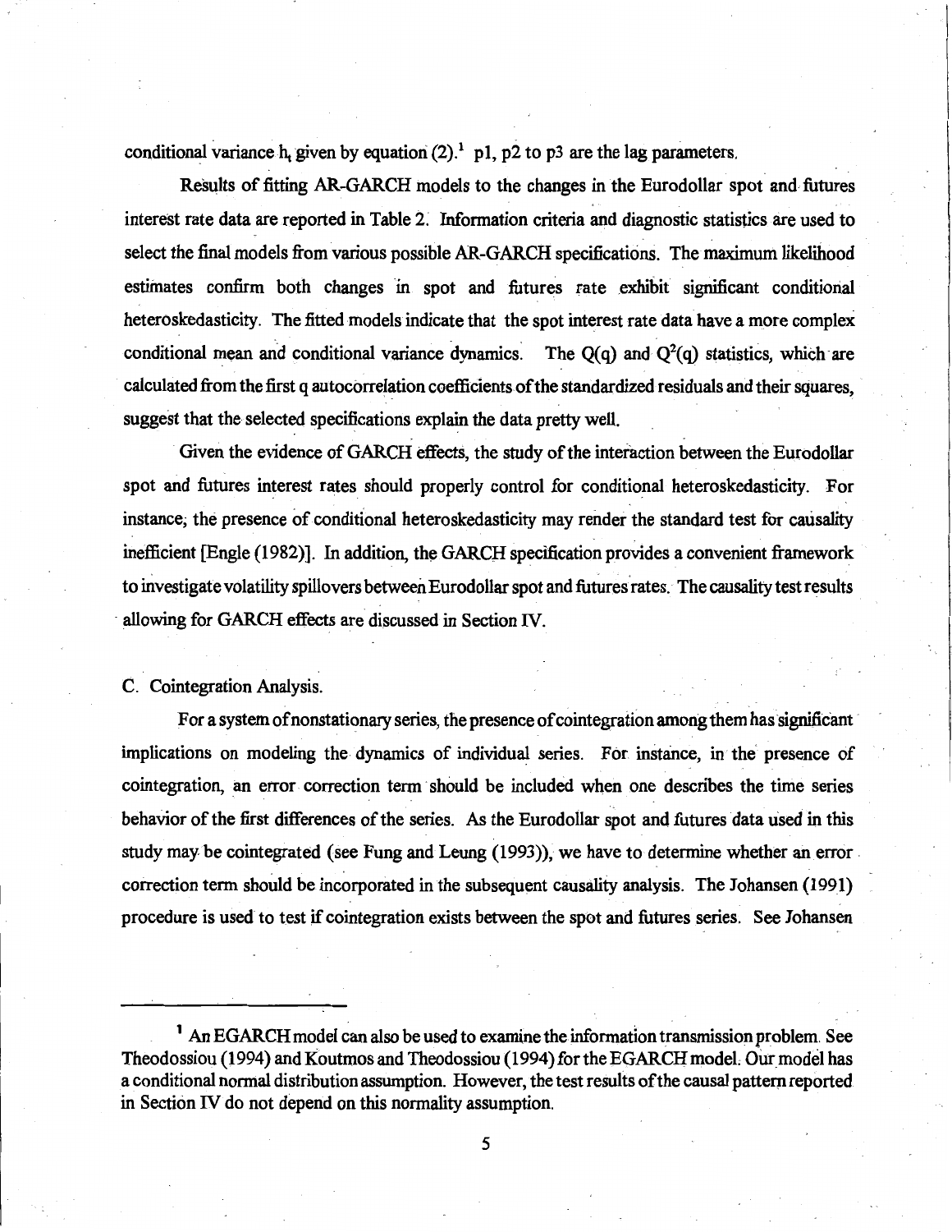conditional variance $h_t$ given by equation (2).[1] p1, p2 to p3 are the lag parameters.

Results of fitting AR-GARCH models to the changes in the Eurodollar spot and futures interest rate data are reported in Table 2. Information criteria and diagnostic statistics are used to select the final models from various possible AR-GARCH specifications. The maximum likelihood estimates confirm both changes in spot and futures rate exhibit significant conditional heteroskedasticity. The fitted models indicate that the spot interest rate data have a more complex conditional mean and conditional variance dynamics. The $Q(q)$ and $Q^2(q)$ statistics, which are calculated from the first q autocorrelation coefficients of the standardized residuals and their squares, suggest that the selected specifications explain the data pretty well.

Given the evidence of GARCH effects, the study of the interaction between the Eurodollar spot and futures interest rates should properly control for conditional heteroskedasticity. For instance, the presence of conditional heteroskedasticity may render the standard test for causality inefficient [Engle (1982)]. In addition, the GARCH specification provides a convenient framework to investigate volatility spillovers between Eurodollar spot and futures rates. The causality test results allowing for GARCH effects are discussed in Section IV.

### C. Cointegration Analysis.

For a system of nonstationary series, the presence of cointegration among them has significant implications on modeling the dynamics of individual series. For instance, in the presence of cointegration, an error correction term should be included when one describes the time series behavior of the first differences of the series. As the Eurodollar spot and futures data used in this study may be cointegrated (see Fung and Leung (1993)), we have to determine whether an error correction term should be incorporated in the subsequent causality analysis. The Johansen (1991) procedure is used to test if cointegration exists between the spot and futures series. See Johansen

---

[1] An EGARCH model can also be used to examine the information transmission problem. See Theodossiou (1994) and Koutmos and Theodossiou (1994) for the EGARCH model. Our model has a conditional normal distribution assumption. However, the test results of the causal pattern reported in Section IV do not depend on this normality assumption.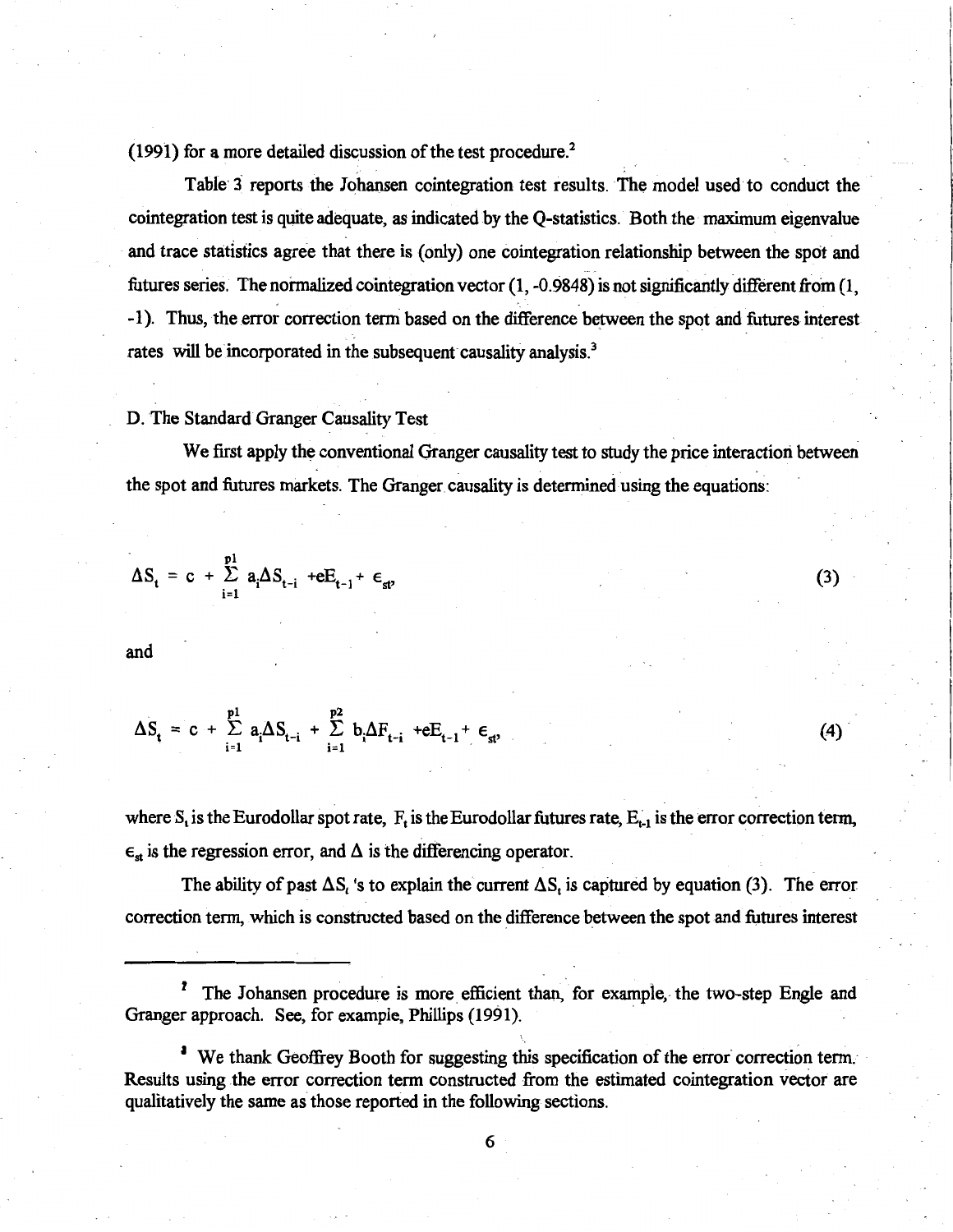(1991) for a more detailed discussion of the test procedure.[2]

Table 3 reports the Johansen cointegration test results. The model used to conduct the cointegration test is quite adequate, as indicated by the Q-statistics. Both the maximum eigenvalue and trace statistics agree that there is (only) one cointegration relationship between the spot and futures series. The normalized cointegration vector (1, -0.9848) is not significantly different from (1, -1). Thus, the error correction term based on the difference between the spot and futures interest rates will be incorporated in the subsequent causality analysis.[3]

D. The Standard Granger Causality Test

We first apply the conventional Granger causality test to study the price interaction between the spot and futures markets. The Granger causality is determined using the equations:

$$\Delta S_t = c + \sum_{i=1}^{p1} a_i \Delta S_{t-i} + eE_{t-1} + \epsilon_{st}, \tag{3}$$

and

$$\Delta S_t = c + \sum_{i=1}^{p1} a_i \Delta S_{t-i} + \sum_{i=1}^{p2} b_i \Delta F_{t-i} + eE_{t-1} + \epsilon_{st}, \tag{4}$$

where $S_t$ is the Eurodollar spot rate, $F_t$ is the Eurodollar futures rate, $E_{t-1}$ is the error correction term, $\epsilon_{st}$ is the regression error, and $\Delta$ is the differencing operator.

The ability of past $\Delta S_t$'s to explain the current $\Delta S_t$ is captured by equation (3). The error correction term, which is constructed based on the difference between the spot and futures interest

---

[2] The Johansen procedure is more efficient than, for example, the two-step Engle and Granger approach. See, for example, Phillips (1991).

[3] We thank Geoffrey Booth for suggesting this specification of the error correction term. Results using the error correction term constructed from the estimated cointegration vector are qualitatively the same as those reported in the following sections.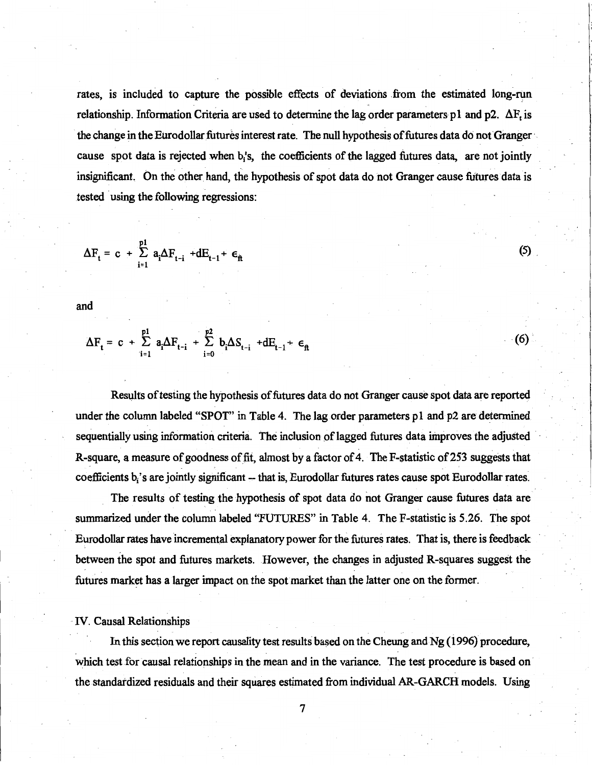rates, is included to capture the possible effects of deviations from the estimated long-run relationship. Information Criteria are used to determine the lag order parameters p1 and p2. $\Delta F_t$ is the change in the Eurodollar futures interest rate. The null hypothesis of futures data do not Granger cause spot data is rejected when $b_i$'s, the coefficients of the lagged futures data, are not jointly insignificant. On the other hand, the hypothesis of spot data do not Granger cause futures data is tested using the following regressions:

$$\Delta F_t = c + \sum_{i=1}^{p1} a_i \Delta F_{t-i} + dE_{t-1} + \epsilon_{ft} \tag{5}$$

and

$$\Delta F_t = c + \sum_{i=1}^{p1} a_i \Delta F_{t-i} + \sum_{i=0}^{p2} b_i \Delta S_{t-i} + dE_{t-1} + \epsilon_{ft} \tag{6}$$

Results of testing the hypothesis of futures data do not Granger cause spot data are reported under the column labeled "SPOT" in Table 4. The lag order parameters p1 and p2 are determined sequentially using information criteria. The inclusion of lagged futures data improves the adjusted R-square, a measure of goodness of fit, almost by a factor of 4. The F-statistic of 253 suggests that coefficients $b_i$'s are jointly significant -- that is, Eurodollar futures rates cause spot Eurodollar rates.

The results of testing the hypothesis of spot data do not Granger cause futures data are summarized under the column labeled "FUTURES" in Table 4. The F-statistic is 5.26. The spot Eurodollar rates have incremental explanatory power for the futures rates. That is, there is feedback between the spot and futures markets. However, the changes in adjusted R-squares suggest the futures market has a larger impact on the spot market than the latter one on the former.

## IV. Causal Relationships

In this section we report causality test results based on the Cheung and Ng (1996) procedure, which test for causal relationships in the mean and in the variance. The test procedure is based on the standardized residuals and their squares estimated from individual AR-GARCH models. Using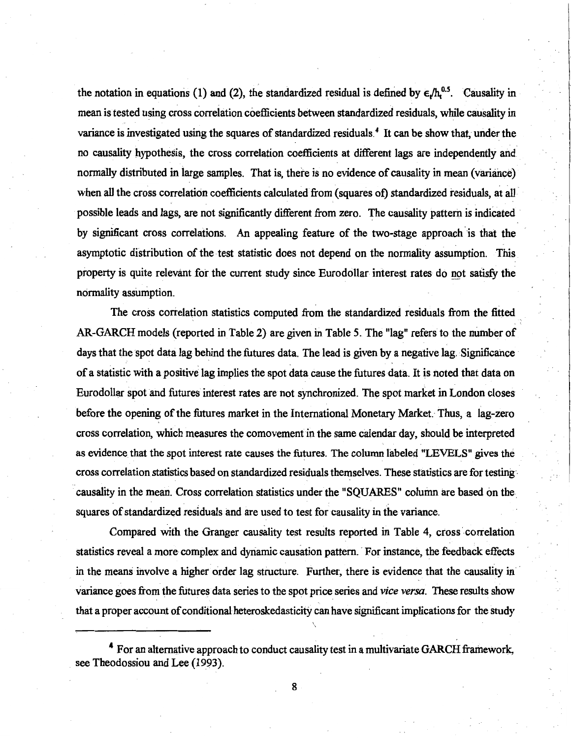the notation in equations (1) and (2), the standardized residual is defined by $\epsilon_t/h_t^{0.5}$. Causality in mean is tested using cross correlation coefficients between standardized residuals, while causality in variance is investigated using the squares of standardized residuals.[4] It can be show that, under the no causality hypothesis, the cross correlation coefficients at different lags are independently and normally distributed in large samples. That is, there is no evidence of causality in mean (variance) when all the cross correlation coefficients calculated from (squares of) standardized residuals, at all possible leads and lags, are not significantly different from zero. The causality pattern is indicated by significant cross correlations. An appealing feature of the two-stage approach is that the asymptotic distribution of the test statistic does not depend on the normality assumption. This property is quite relevant for the current study since Eurodollar interest rates do not satisfy the normality assumption.

The cross correlation statistics computed from the standardized residuals from the fitted AR-GARCH models (reported in Table 2) are given in Table 5. The "lag" refers to the number of days that the spot data lag behind the futures data. The lead is given by a negative lag. Significance of a statistic with a positive lag implies the spot data cause the futures data. It is noted that data on Eurodollar spot and futures interest rates are not synchronized. The spot market in London closes before the opening of the futures market in the International Monetary Market. Thus, a lag-zero cross correlation, which measures the comovement in the same calendar day, should be interpreted as evidence that the spot interest rate causes the futures. The column labeled "LEVELS" gives the cross correlation statistics based on standardized residuals themselves. These statistics are for testing causality in the mean. Cross correlation statistics under the "SQUARES" column are based on the squares of standardized residuals and are used to test for causality in the variance.

Compared with the Granger causality test results reported in Table 4, cross correlation statistics reveal a more complex and dynamic causation pattern. For instance, the feedback effects in the means involve a higher order lag structure. Further, there is evidence that the causality in variance goes from the futures data series to the spot price series and *vice versa*. These results show that a proper account of conditional heteroskedasticity can have significant implications for the study

[4] For an alternative approach to conduct causality test in a multivariate GARCH framework, see Theodossiou and Lee (1993).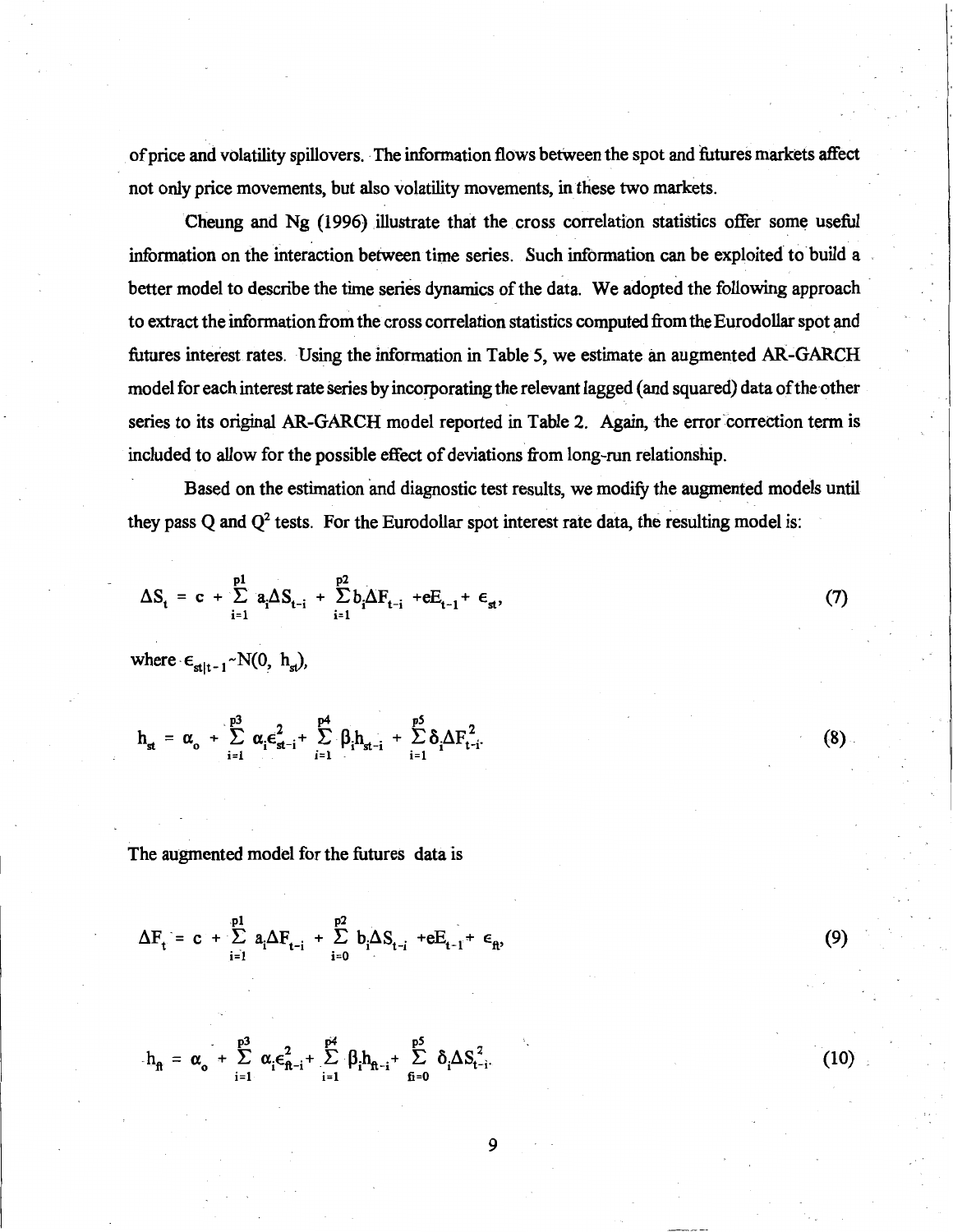of price and volatility spillovers. The information flows between the spot and futures markets affect not only price movements, but also volatility movements, in these two markets.

Cheung and Ng (1996) illustrate that the cross correlation statistics offer some useful information on the interaction between time series. Such information can be exploited to build a better model to describe the time series dynamics of the data. We adopted the following approach to extract the information from the cross correlation statistics computed from the Eurodollar spot and futures interest rates. Using the information in Table 5, we estimate an augmented AR-GARCH model for each interest rate series by incorporating the relevant lagged (and squared) data of the other series to its original AR-GARCH model reported in Table 2. Again, the error correction term is included to allow for the possible effect of deviations from long-run relationship.

Based on the estimation and diagnostic test results, we modify the augmented models until they pass Q and $Q^2$ tests. For the Eurodollar spot interest rate data, the resulting model is:

$$\Delta S_t = c + \sum_{i=1}^{p1} a_i \Delta S_{t-i} + \sum_{i=1}^{p2} b_i \Delta F_{t-i} + eE_{t-1} + \epsilon_{st}, \tag{7}$$

where $\epsilon_{st|t-1} \sim N(0,\ h_{st})$,

$$h_{st} = \alpha_o + \sum_{i=1}^{p3} \alpha_i \epsilon^2_{st-i} + \sum_{i=1}^{p4} \beta_i h_{st-i} + \sum_{i=1}^{p5} \delta_i \Delta F^2_{t-i}. \tag{8}$$

The augmented model for the futures data is

$$\Delta F_t = c + \sum_{i=1}^{p1} a_i \Delta F_{t-i} + \sum_{i=0}^{p2} b_i \Delta S_{t-i} + eE_{t-1} + \epsilon_{ft}, \tag{9}$$

$$h_{ft} = \alpha_o + \sum_{i=1}^{p3} \alpha_i \epsilon^2_{ft-i} + \sum_{i=1}^{p4} \beta_i h_{ft-i} + \sum_{fi=0}^{p5} \delta_i \Delta S^2_{t-i}. \tag{10}$$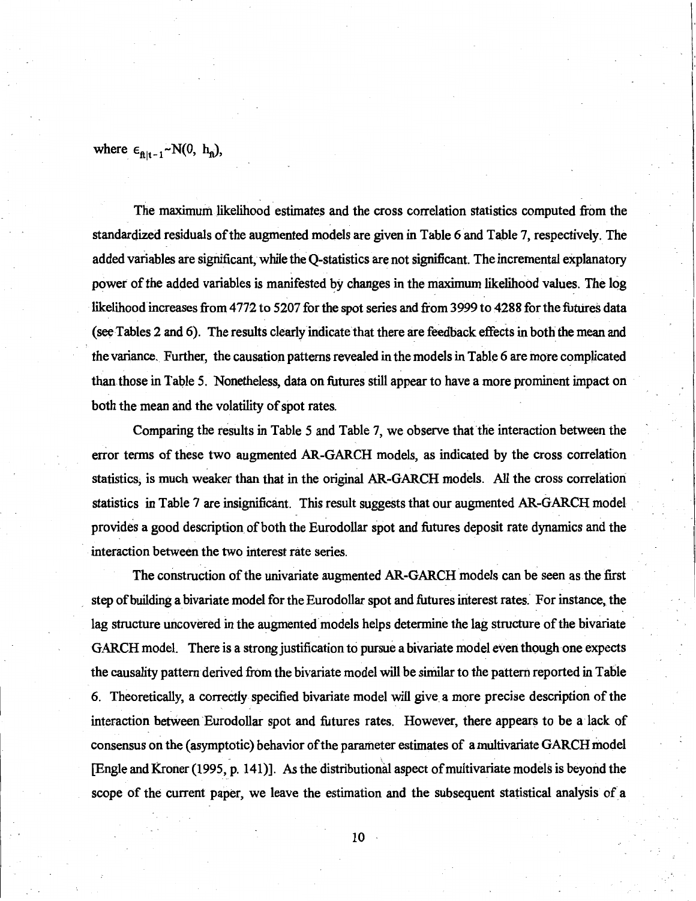where $\epsilon_{ft|t-1} \sim N(0, h_{ft})$,

The maximum likelihood estimates and the cross correlation statistics computed from the standardized residuals of the augmented models are given in Table 6 and Table 7, respectively. The added variables are significant, while the Q-statistics are not significant. The incremental explanatory power of the added variables is manifested by changes in the maximum likelihood values. The log likelihood increases from 4772 to 5207 for the spot series and from 3999 to 4288 for the futures data (see Tables 2 and 6). The results clearly indicate that there are feedback effects in both the mean and the variance. Further, the causation patterns revealed in the models in Table 6 are more complicated than those in Table 5. Nonetheless, data on futures still appear to have a more prominent impact on both the mean and the volatility of spot rates.

Comparing the results in Table 5 and Table 7, we observe that the interaction between the error terms of these two augmented AR-GARCH models, as indicated by the cross correlation statistics, is much weaker than that in the original AR-GARCH models. All the cross correlation statistics in Table 7 are insignificant. This result suggests that our augmented AR-GARCH model provides a good description of both the Eurodollar spot and futures deposit rate dynamics and the interaction between the two interest rate series.

The construction of the univariate augmented AR-GARCH models can be seen as the first step of building a bivariate model for the Eurodollar spot and futures interest rates. For instance, the lag structure uncovered in the augmented models helps determine the lag structure of the bivariate GARCH model. There is a strong justification to pursue a bivariate model even though one expects the causality pattern derived from the bivariate model will be similar to the pattern reported in Table 6. Theoretically, a correctly specified bivariate model will give a more precise description of the interaction between Eurodollar spot and futures rates. However, there appears to be a lack of consensus on the (asymptotic) behavior of the parameter estimates of a multivariate GARCH model [Engle and Kroner (1995, p. 141)]. As the distributional aspect of multivariate models is beyond the scope of the current paper, we leave the estimation and the subsequent statistical analysis of a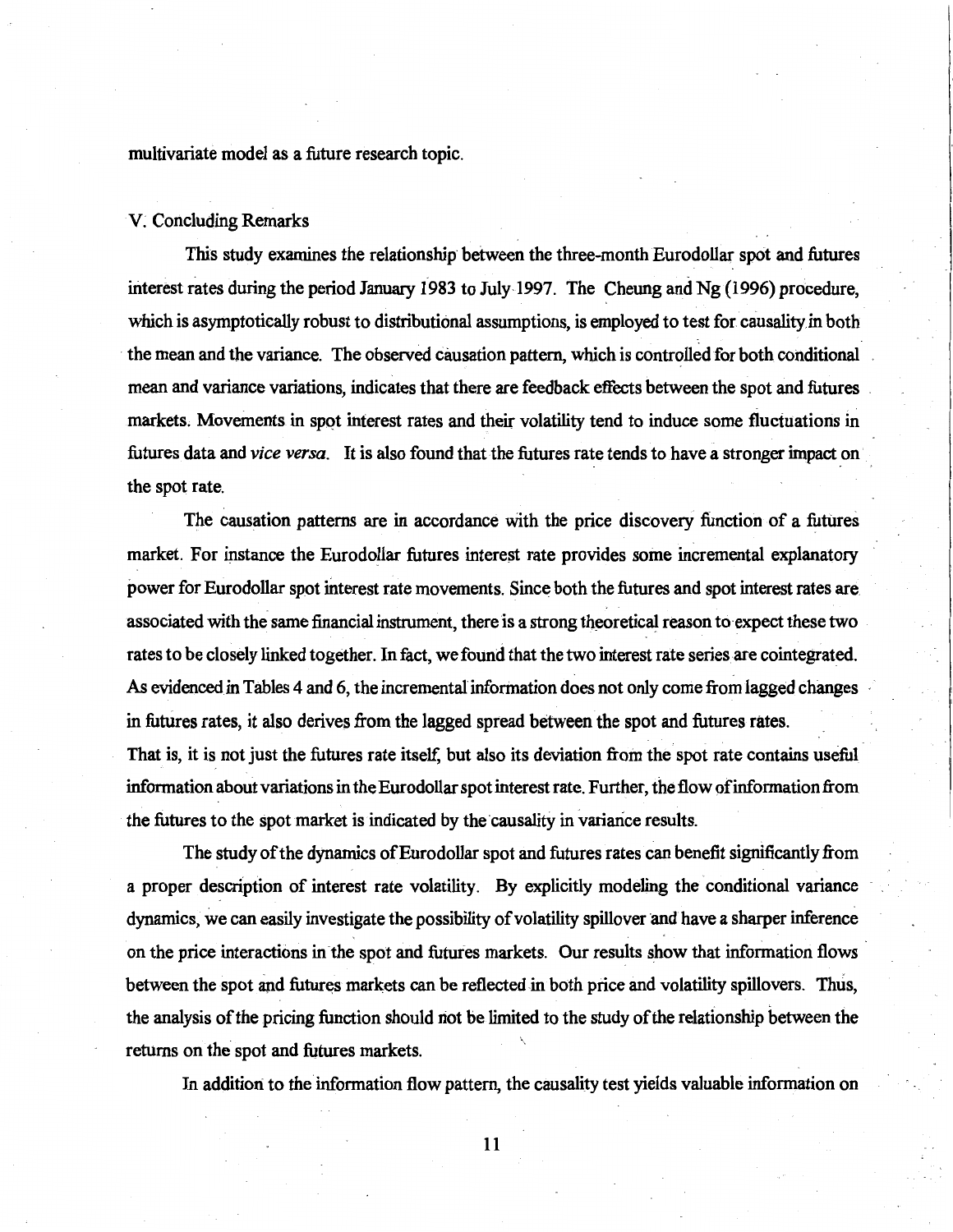multivariate model as a future research topic.

## V. Concluding Remarks

This study examines the relationship between the three-month Eurodollar spot and futures interest rates during the period January 1983 to July 1997. The Cheung and Ng (1996) procedure, which is asymptotically robust to distributional assumptions, is employed to test for causality in both the mean and the variance. The observed causation pattern, which is controlled for both conditional mean and variance variations, indicates that there are feedback effects between the spot and futures markets. Movements in spot interest rates and their volatility tend to induce some fluctuations in futures data and *vice versa*. It is also found that the futures rate tends to have a stronger impact on the spot rate.

The causation patterns are in accordance with the price discovery function of a futures market. For instance the Eurodollar futures interest rate provides some incremental explanatory power for Eurodollar spot interest rate movements. Since both the futures and spot interest rates are associated with the same financial instrument, there is a strong theoretical reason to expect these two rates to be closely linked together. In fact, we found that the two interest rate series are cointegrated. As evidenced in Tables 4 and 6, the incremental information does not only come from lagged changes in futures rates, it also derives from the lagged spread between the spot and futures rates. That is, it is not just the futures rate itself, but also its deviation from the spot rate contains useful information about variations in the Eurodollar spot interest rate. Further, the flow of information from the futures to the spot market is indicated by the causality in variance results.

The study of the dynamics of Eurodollar spot and futures rates can benefit significantly from a proper description of interest rate volatility. By explicitly modeling the conditional variance dynamics, we can easily investigate the possibility of volatility spillover and have a sharper inference on the price interactions in the spot and futures markets. Our results show that information flows between the spot and futures markets can be reflected in both price and volatility spillovers. Thus, the analysis of the pricing function should not be limited to the study of the relationship between the returns on the spot and futures markets.

In addition to the information flow pattern, the causality test yields valuable information on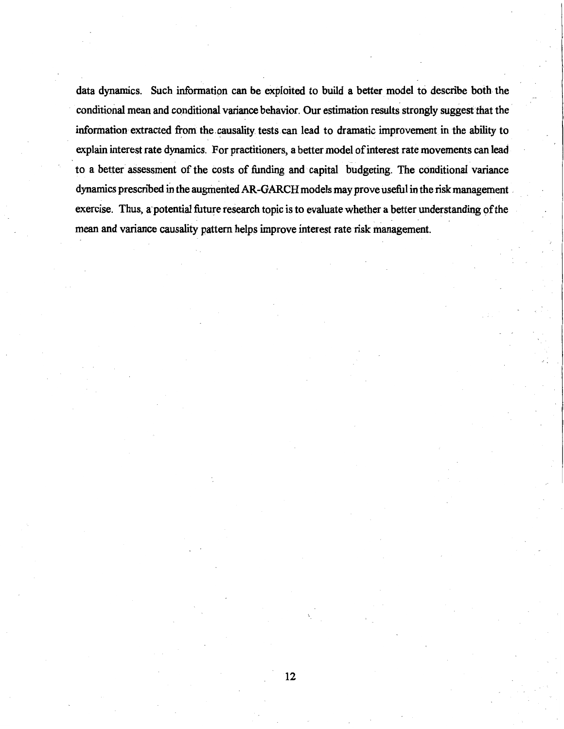data dynamics. Such information can be exploited to build a better model to describe both the conditional mean and conditional variance behavior. Our estimation results strongly suggest that the information extracted from the causality tests can lead to dramatic improvement in the ability to explain interest rate dynamics. For practitioners, a better model of interest rate movements can lead to a better assessment of the costs of funding and capital budgeting. The conditional variance dynamics prescribed in the augmented AR-GARCH models may prove useful in the risk management exercise. Thus, a potential future research topic is to evaluate whether a better understanding of the mean and variance causality pattern helps improve interest rate risk management.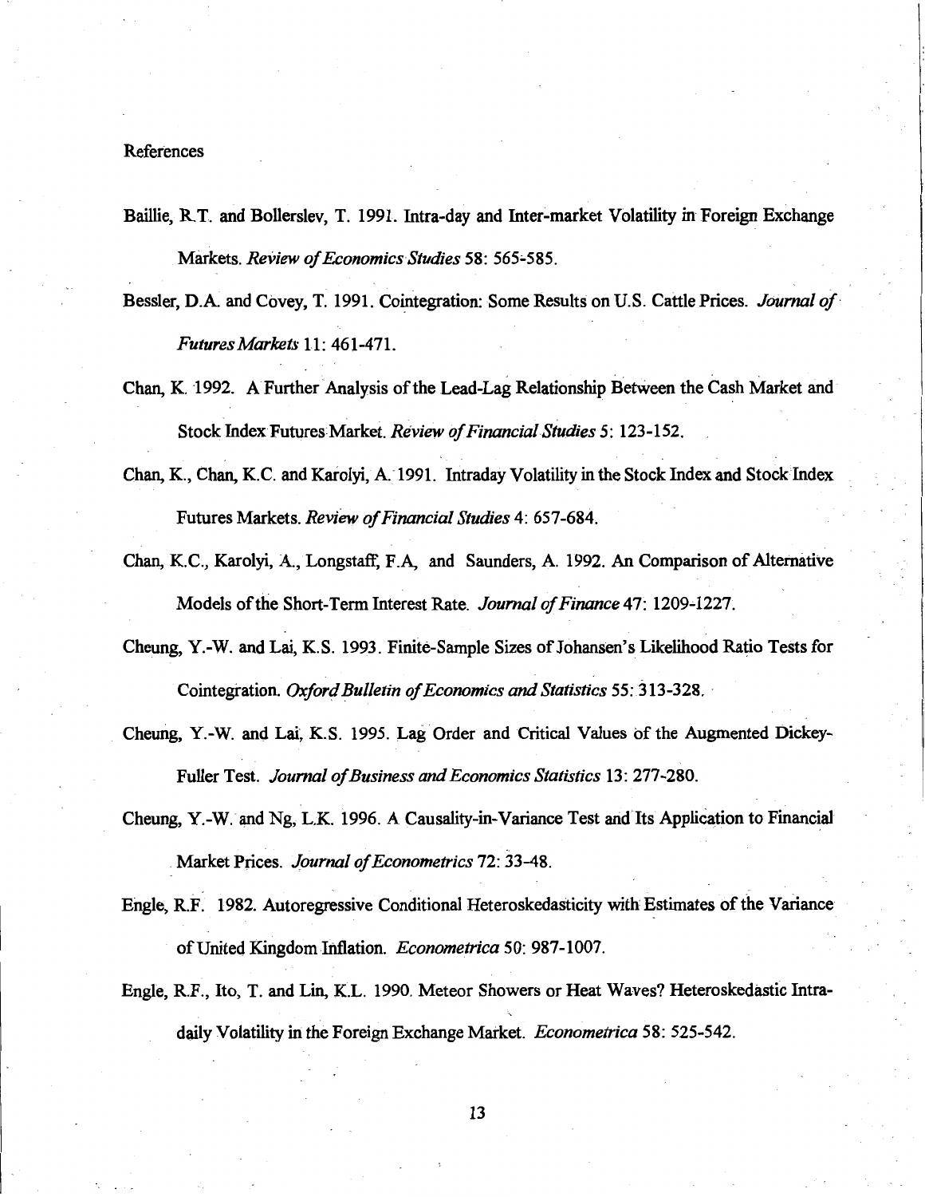References

Baillie, R.T. and Bollerslev, T. 1991. Intra-day and Inter-market Volatility in Foreign Exchange Markets. *Review of Economics Studies* 58: 565-585.

Bessler, D.A. and Covey, T. 1991. Cointegration: Some Results on U.S. Cattle Prices. *Journal of Futures Markets* 11: 461-471.

Chan, K. 1992. A Further Analysis of the Lead-Lag Relationship Between the Cash Market and Stock Index Futures Market. *Review of Financial Studies* 5: 123-152.

Chan, K., Chan, K.C. and Karolyi, A. 1991. Intraday Volatility in the Stock Index and Stock Index Futures Markets. *Review of Financial Studies* 4: 657-684.

Chan, K.C., Karolyi, A., Longstaff, F.A, and Saunders, A. 1992. An Comparison of Alternative Models of the Short-Term Interest Rate. *Journal of Finance* 47: 1209-1227.

Cheung, Y.-W. and Lai, K.S. 1993. Finite-Sample Sizes of Johansen's Likelihood Ratio Tests for Cointegration. *Oxford Bulletin of Economics and Statistics* 55: 313-328.

Cheung, Y.-W. and Lai, K.S. 1995. Lag Order and Critical Values of the Augmented Dickey-Fuller Test. *Journal of Business and Economics Statistics* 13: 277-280.

Cheung, Y.-W. and Ng, L.K. 1996. A Causality-in-Variance Test and Its Application to Financial Market Prices. *Journal of Econometrics* 72: 33-48.

Engle, R.F. 1982. Autoregressive Conditional Heteroskedasticity with Estimates of the Variance of United Kingdom Inflation. *Econometrica* 50: 987-1007.

Engle, R.F., Ito, T. and Lin, K.L. 1990. Meteor Showers or Heat Waves? Heteroskedastic Intra-daily Volatility in the Foreign Exchange Market. *Econometrica* 58: 525-542.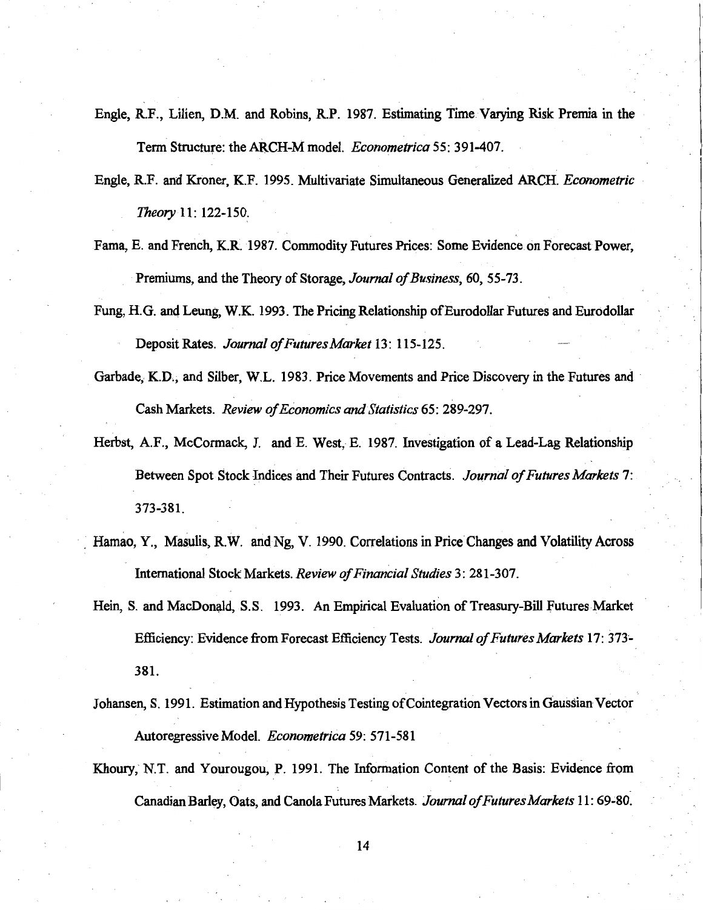Engle, R.F., Lilien, D.M. and Robins, R.P. 1987. Estimating Time Varying Risk Premia in the Term Structure: the ARCH-M model. *Econometrica* 55: 391-407.

Engle, R.F. and Kroner, K.F. 1995. Multivariate Simultaneous Generalized ARCH. *Econometric Theory* 11: 122-150.

Fama, E. and French, K.R. 1987. Commodity Futures Prices: Some Evidence on Forecast Power, Premiums, and the Theory of Storage, *Journal of Business*, 60, 55-73.

Fung, H.G. and Leung, W.K. 1993. The Pricing Relationship of Eurodollar Futures and Eurodollar Deposit Rates. *Journal of Futures Market* 13: 115-125.

Garbade, K.D., and Silber, W.L. 1983. Price Movements and Price Discovery in the Futures and Cash Markets. *Review of Economics and Statistics* 65: 289-297.

Herbst, A.F., McCormack, J. and E. West, E. 1987. Investigation of a Lead-Lag Relationship Between Spot Stock Indices and Their Futures Contracts. *Journal of Futures Markets* 7: 373-381.

Hamao, Y., Masulis, R.W. and Ng, V. 1990. Correlations in Price Changes and Volatility Across International Stock Markets. *Review of Financial Studies* 3: 281-307.

Hein, S. and MacDonald, S.S. 1993. An Empirical Evaluation of Treasury-Bill Futures Market Efficiency: Evidence from Forecast Efficiency Tests. *Journal of Futures Markets* 17: 373-381.

Johansen, S. 1991. Estimation and Hypothesis Testing of Cointegration Vectors in Gaussian Vector Autoregressive Model. *Econometrica* 59: 571-581

Khoury, N.T. and Yourougou, P. 1991. The Information Content of the Basis: Evidence from Canadian Barley, Oats, and Canola Futures Markets. *Journal of Futures Markets* 11: 69-80.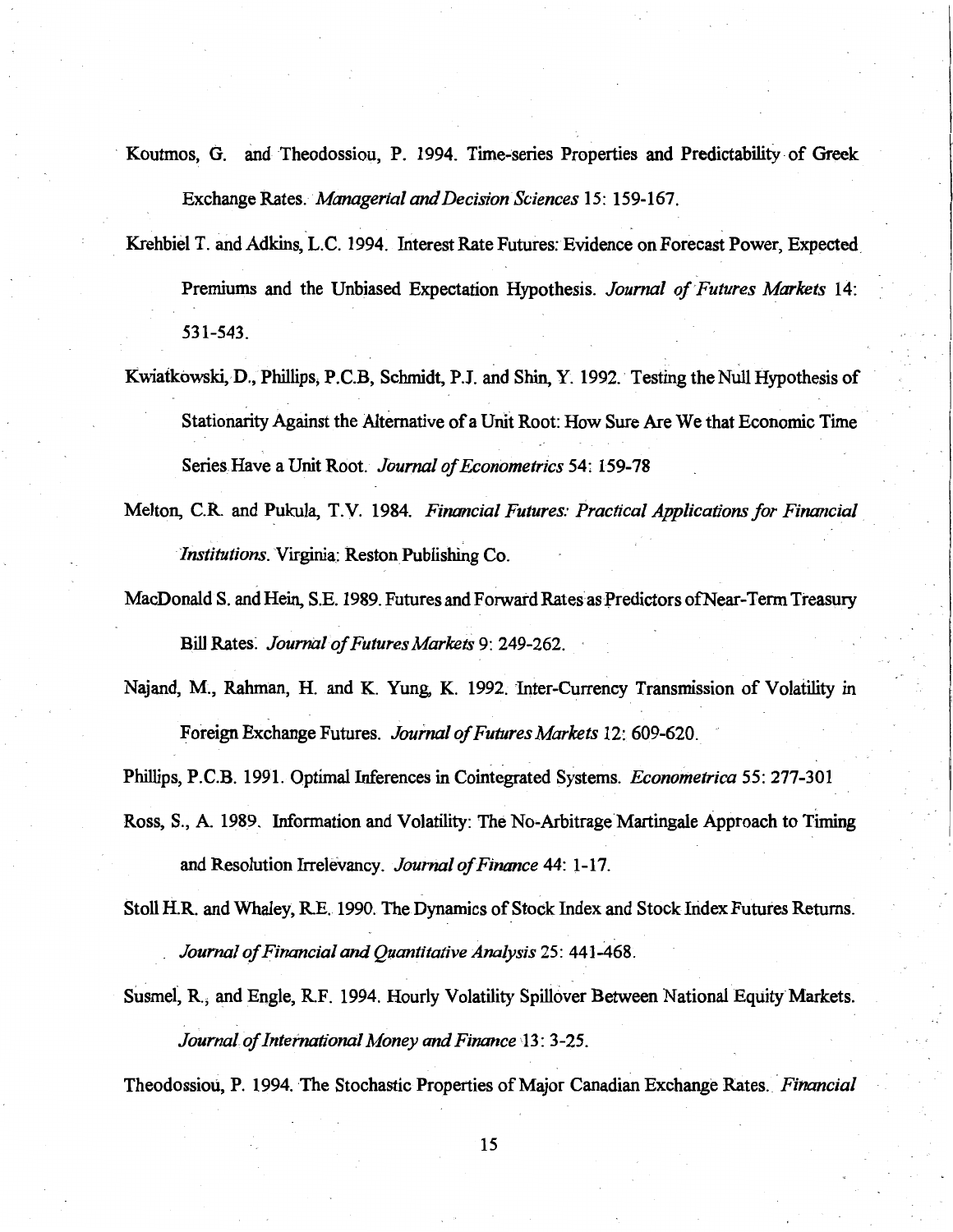Koutmos, G. and Theodossiou, P. 1994. Time-series Properties and Predictability of Greek Exchange Rates. *Managerial and Decision Sciences* 15: 159-167.

Krehbiel T. and Adkins, L.C. 1994. Interest Rate Futures: Evidence on Forecast Power, Expected Premiums and the Unbiased Expectation Hypothesis. *Journal of Futures Markets* 14: 531-543.

Kwiatkowski, D., Phillips, P.C.B, Schmidt, P.J. and Shin, Y. 1992. Testing the Null Hypothesis of Stationarity Against the Alternative of a Unit Root: How Sure Are We that Economic Time Series Have a Unit Root. *Journal of Econometrics* 54: 159-78

Melton, C.R. and Pukula, T.V. 1984. *Financial Futures: Practical Applications for Financial Institutions*. Virginia: Reston Publishing Co.

MacDonald S. and Hein, S.E. 1989. Futures and Forward Rates as Predictors of Near-Term Treasury Bill Rates. *Journal of Futures Markets* 9: 249-262.

Najand, M., Rahman, H. and K. Yung, K. 1992. Inter-Currency Transmission of Volatility in Foreign Exchange Futures. *Journal of Futures Markets* 12: 609-620.

Phillips, P.C.B. 1991. Optimal Inferences in Cointegrated Systems. *Econometrica* 55: 277-301

Ross, S., A. 1989. Information and Volatility: The No-Arbitrage Martingale Approach to Timing and Resolution Irrelevancy. *Journal of Finance* 44: 1-17.

Stoll H.R. and Whaley, R.E. 1990. The Dynamics of Stock Index and Stock Index Futures Returns. *Journal of Financial and Quantitative Analysis* 25: 441-468.

Susmel, R., and Engle, R.F. 1994. Hourly Volatility Spillover Between National Equity Markets. *Journal of International Money and Finance* 13: 3-25.

Theodossiou, P. 1994. The Stochastic Properties of Major Canadian Exchange Rates. *Financial*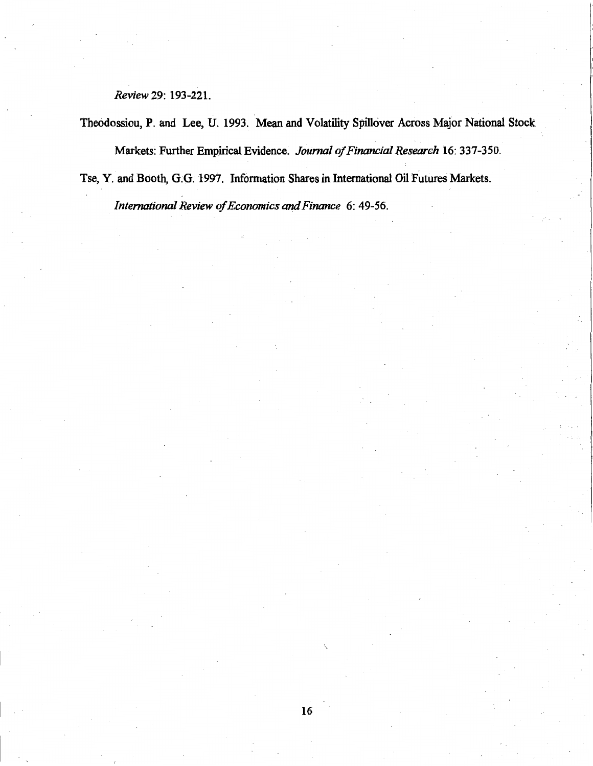*Review* 29: 193-221.

Theodossiou, P. and Lee, U. 1993. Mean and Volatility Spillover Across Major National Stock Markets: Further Empirical Evidence. *Journal of Financial Research* 16: 337-350.

Tse, Y. and Booth, G.G. 1997. Information Shares in International Oil Futures Markets. *International Review of Economics and Finance* 6: 49-56.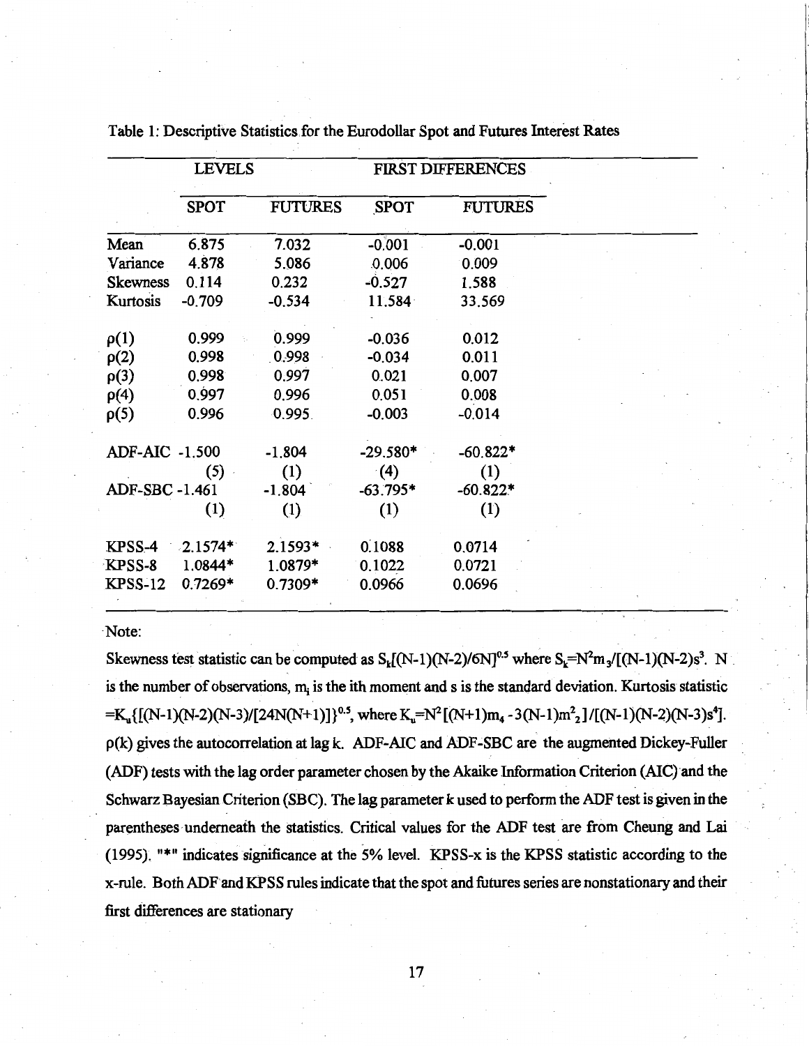Table 1: Descriptive Statistics for the Eurodollar Spot and Futures Interest Rates

| | LEVELS | | FIRST DIFFERENCES | |
|---|---|---|---|---|
| | SPOT | FUTURES | SPOT | FUTURES |
| Mean | 6.875 | 7.032 | -0.001 | -0.001 |
| Variance | 4.878 | 5.086 | 0.006 | 0.009 |
| Skewness | 0.114 | 0.232 | -0.527 | 1.588 |
| Kurtosis | -0.709 | -0.534 | 11.584 | 33.569 |
| $\rho(1)$ | 0.999 | 0.999 | -0.036 | 0.012 |
| $\rho(2)$ | 0.998 | 0.998 | -0.034 | 0.011 |
| $\rho(3)$ | 0.998 | 0.997 | 0.021 | 0.007 |
| $\rho(4)$ | 0.997 | 0.996 | 0.051 | 0.008 |
| $\rho(5)$ | 0.996 | 0.995 | -0.003 | -0.014 |
| ADF-AIC | -1.500 | -1.804 | -29.580* | -60.822* |
| | (5) | (1) | (4) | (1) |
| ADF-SBC | -1.461 | -1.804 | -63.795* | -60.822* |
| | (1) | (1) | (1) | (1) |
| KPSS-4 | 2.1574* | 2.1593* | 0.1088 | 0.0714 |
| KPSS-8 | 1.0844* | 1.0879* | 0.1022 | 0.0721 |
| KPSS-12 | 0.7269* | 0.7309* | 0.0966 | 0.0696 |

Note:

Skewness test statistic can be computed as $S_k[(N-1)(N-2)/6N]^{0.5}$ where $S_k=N^2m_3/[(N-1)(N-2)s^3]$. N is the number of observations, $m_i$ is the ith moment and s is the standard deviation. Kurtosis statistic $=K_u\{[(N-1)(N-2)(N-3)/[24N(N+1)]\}^{0.5}$, where $K_u=N^2[(N+1)m_4-3(N-1)m_2^2]/[(N-1)(N-2)(N-3)s^4]$. $\rho(k)$ gives the autocorrelation at lag k. ADF-AIC and ADF-SBC are the augmented Dickey-Fuller (ADF) tests with the lag order parameter chosen by the Akaike Information Criterion (AIC) and the Schwarz Bayesian Criterion (SBC). The lag parameter k used to perform the ADF test is given in the parentheses underneath the statistics. Critical values for the ADF test are from Cheung and Lai (1995). "*" indicates significance at the 5% level. KPSS-x is the KPSS statistic according to the x-rule. Both ADF and KPSS rules indicate that the spot and futures series are nonstationary and their first differences are stationary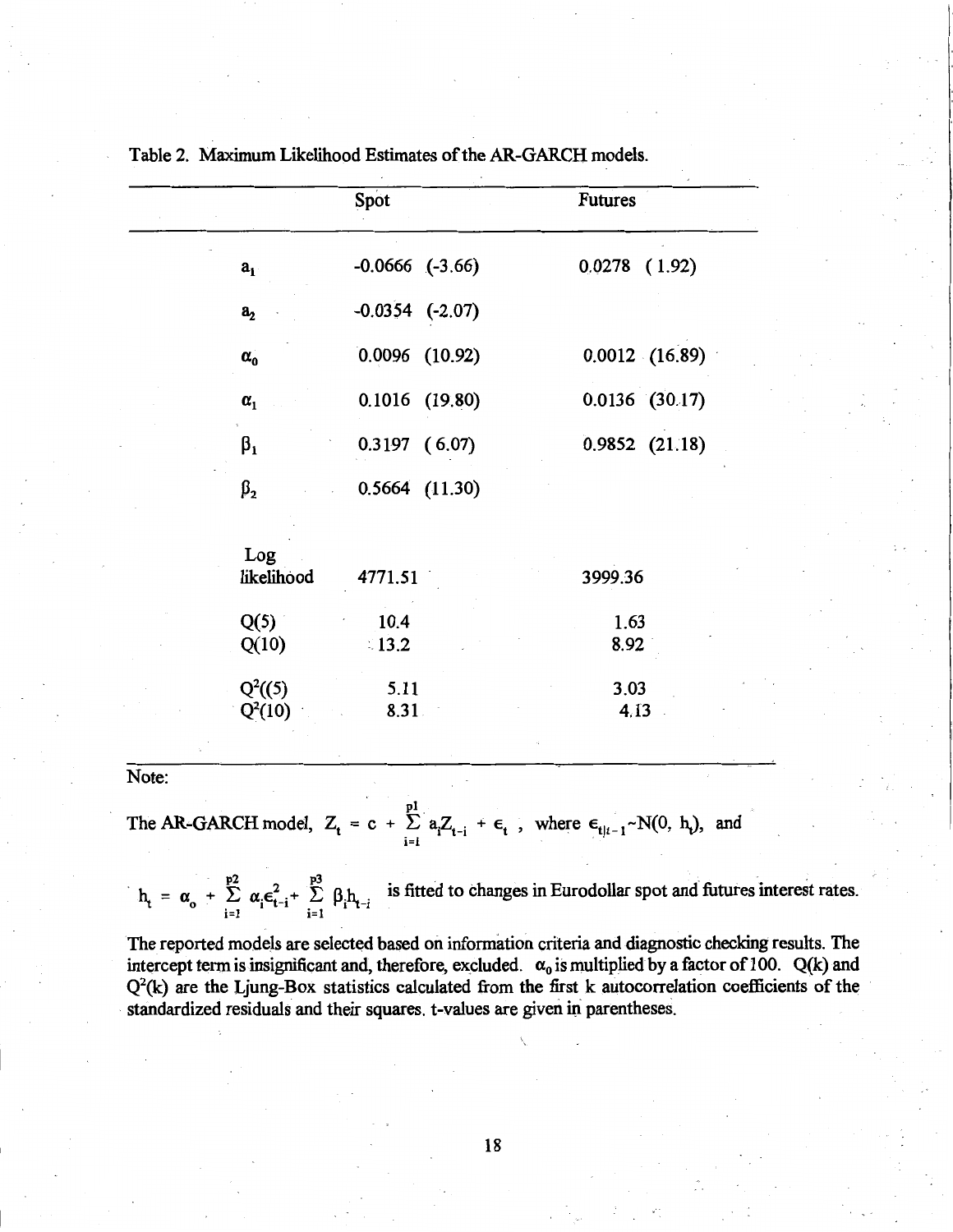Table 2. Maximum Likelihood Estimates of the AR-GARCH models.

| | Spot | Futures |
|---|---|---|
| $a_1$ | -0.0666 (-3.66) | 0.0278 ( 1.92) |
| $a_2$ | -0.0354 (-2.07) | |
| $\alpha_0$ | 0.0096 (10.92) | 0.0012 (16.89) |
| $\alpha_1$ | 0.1016 (19.80) | 0.0136 (30.17) |
| $\beta_1$ | 0.3197 ( 6.07) | 0.9852 (21.18) |
| $\beta_2$ | 0.5664 (11.30) | |
| Log likelihood | 4771.51 | 3999.36 |
| Q(5) | 10.4 | 1.63 |
| Q(10) | 13.2 | 8.92 |
| $Q^2$((5) | 5.11 | 3.03 |
| $Q^2$(10) | 8.31 | 4.13 |

Note:

The AR-GARCH model, $Z_t = c + \sum_{i=1}^{p1} a_i Z_{t-i} + \epsilon_t$, where $\epsilon_{t|t-1} \sim N(0, h_t)$, and

$h_t = \alpha_o + \sum_{i=1}^{p2} \alpha_i \epsilon_{t-i}^2 + \sum_{i=1}^{p3} \beta_i h_{t-i}$ is fitted to changes in Eurodollar spot and futures interest rates.

The reported models are selected based on information criteria and diagnostic checking results. The intercept term is insignificant and, therefore, excluded. $\alpha_0$ is multiplied by a factor of 100. Q(k) and $Q^2$(k) are the Ljung-Box statistics calculated from the first k autocorrelation coefficients of the standardized residuals and their squares. t-values are given in parentheses.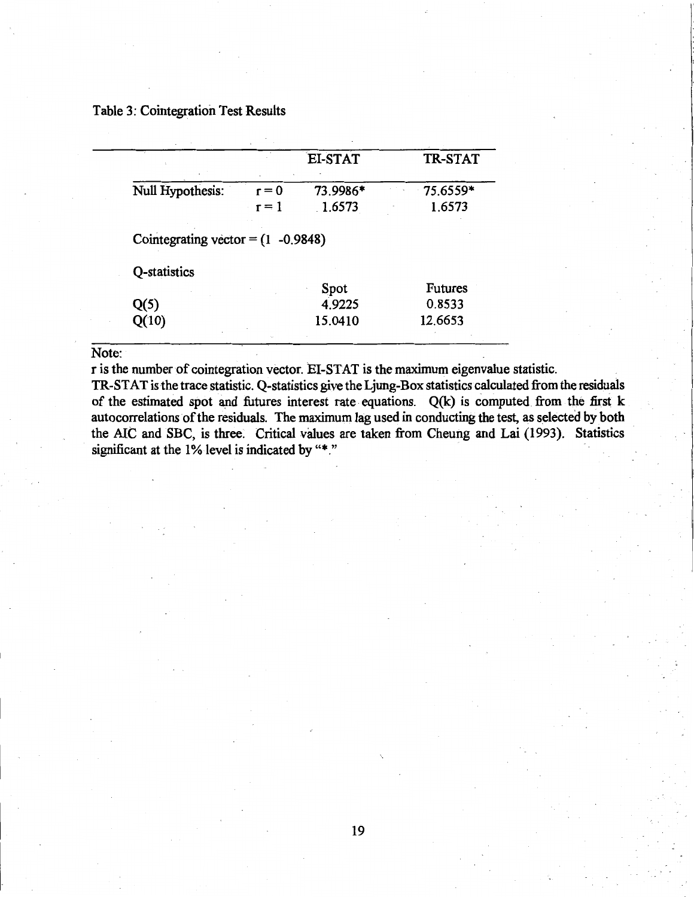Table 3: Cointegration Test Results

| | | EI-STAT | TR-STAT |
|---|---|---|---|
| Null Hypothesis: | $r = 0$ | 73.9986* | 75.6559* |
| | $r = 1$ | 1.6573 | 1.6573 |
| Cointegrating vector = (1 -0.9848) | | | |
| Q-statistics | | | |
| | | Spot | Futures |
| Q(5) | | 4.9225 | 0.8533 |
| Q(10) | | 15.0410 | 12.6653 |

Note:

r is the number of cointegration vector. EI-STAT is the maximum eigenvalue statistic. TR-STAT is the trace statistic. Q-statistics give the Ljung-Box statistics calculated from the residuals of the estimated spot and futures interest rate equations. Q(k) is computed from the first k autocorrelations of the residuals. The maximum lag used in conducting the test, as selected by both the AIC and SBC, is three. Critical values are taken from Cheung and Lai (1993). Statistics significant at the 1% level is indicated by "*."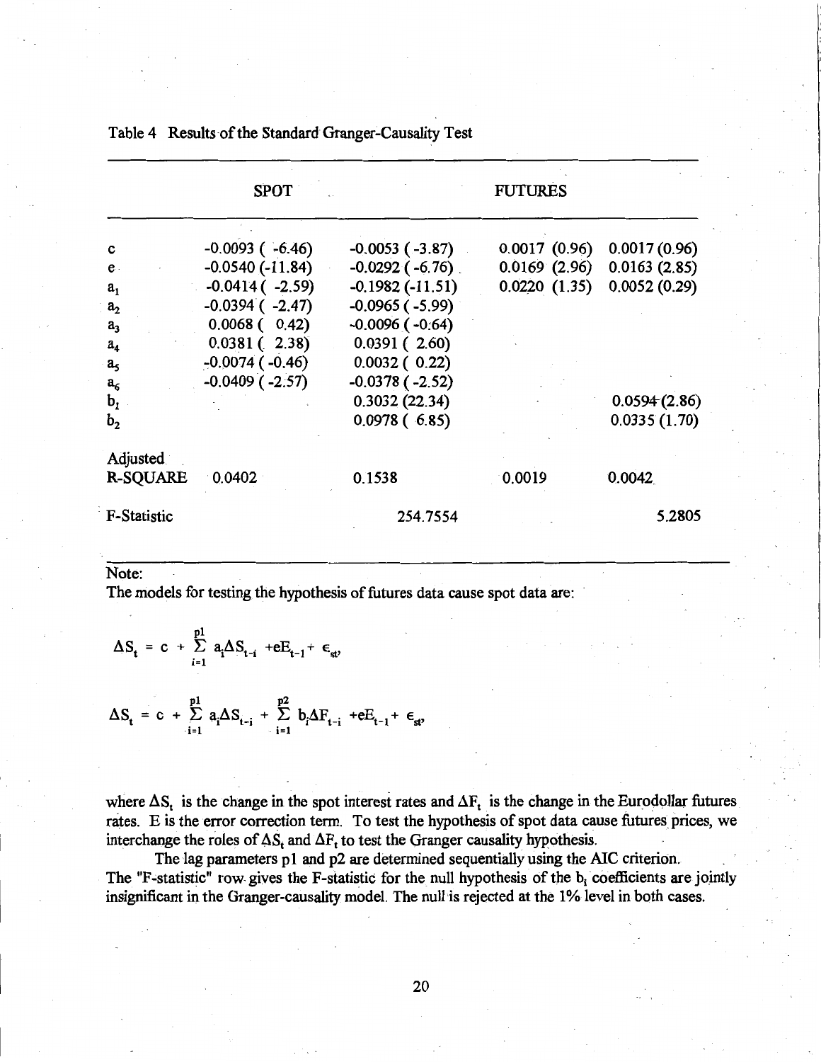Table 4 Results of the Standard Granger-Causality Test

| | SPOT | | FUTURES | |
|---|---|---|---|---|
| c | -0.0093 ( -6.46) | -0.0053 ( -3.87) | 0.0017 (0.96) | 0.0017 (0.96) |
| e | -0.0540 (-11.84) | -0.0292 ( -6.76) | 0.0169 (2.96) | 0.0163 (2.85) |
| $a_1$ | -0.0414 ( -2.59) | -0.1982 (-11.51) | 0.0220 (1.35) | 0.0052 (0.29) |
| $a_2$ | -0.0394 ( -2.47) | -0.0965 ( -5.99) | | |
| $a_3$ | 0.0068 ( 0.42) | -0.0096 ( -0.64) | | |
| $a_4$ | 0.0381 ( 2.38) | 0.0391 ( 2.60) | | |
| $a_5$ | -0.0074 ( -0.46) | 0.0032 ( 0.22) | | |
| $a_6$ | -0.0409 ( -2.57) | -0.0378 ( -2.52) | | |
| $b_1$ | | 0.3032 (22.34) | | 0.0594 (2.86) |
| $b_2$ | | 0.0978 ( 6.85) | | 0.0335 (1.70) |
| Adjusted R-SQUARE | 0.0402 | 0.1538 | 0.0019 | 0.0042 |
| F-Statistic | | 254.7554 | | 5.2805 |

Note:

The models for testing the hypothesis of futures data cause spot data are:

$$\Delta S_t = c + \sum_{i=1}^{p1} a_i \Delta S_{t-i} + eE_{t-1} + \epsilon_{st},$$

$$\Delta S_t = c + \sum_{i=1}^{p1} a_i \Delta S_{t-i} + \sum_{i=1}^{p2} b_i \Delta F_{t-i} + eE_{t-1} + \epsilon_{st},$$

where $\Delta S_t$ is the change in the spot interest rates and $\Delta F_t$ is the change in the Eurodollar futures rates. E is the error correction term. To test the hypothesis of spot data cause futures prices, we interchange the roles of $\Delta S_t$ and $\Delta F_t$ to test the Granger causality hypothesis.

The lag parameters p1 and p2 are determined sequentially using the AIC criterion. The "F-statistic" row gives the F-statistic for the null hypothesis of the $b_i$ coefficients are jointly insignificant in the Granger-causality model. The null is rejected at the 1% level in both cases.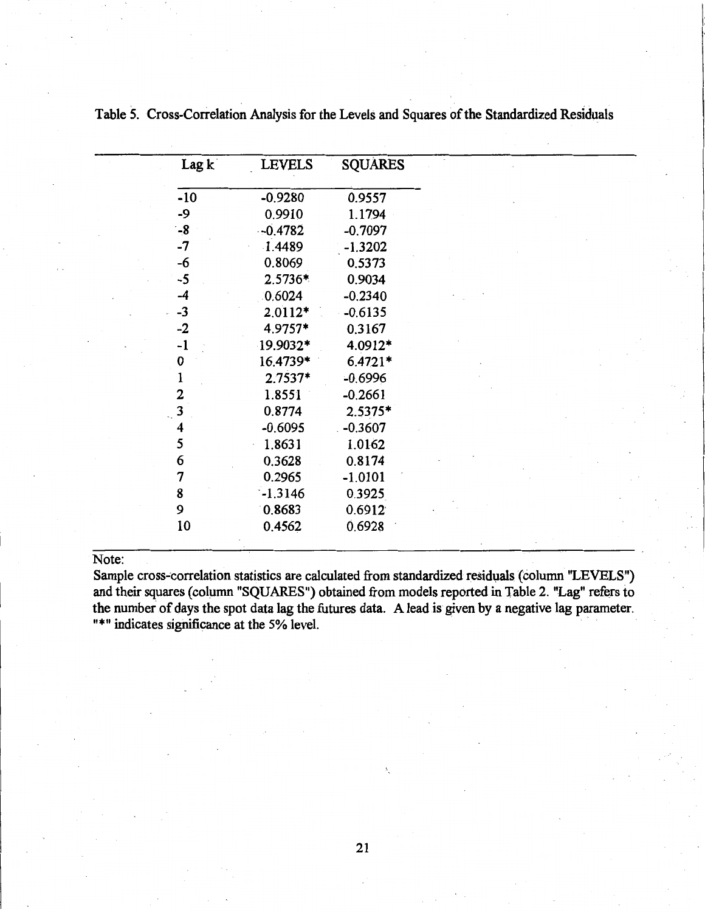Table 5. Cross-Correlation Analysis for the Levels and Squares of the Standardized Residuals

| Lag k | LEVELS | SQUARES |
|---|---|---|
| -10 | -0.9280 | 0.9557 |
| -9 | 0.9910 | 1.1794 |
| -8 | -0.4782 | -0.7097 |
| -7 | 1.4489 | -1.3202 |
| -6 | 0.8069 | 0.5373 |
| -5 | 2.5736* | 0.9034 |
| -4 | 0.6024 | -0.2340 |
| -3 | 2.0112* | -0.6135 |
| -2 | 4.9757* | 0.3167 |
| -1 | 19.9032* | 4.0912* |
| 0 | 16.4739* | 6.4721* |
| 1 | 2.7537* | -0.6996 |
| 2 | 1.8551 | -0.2661 |
| 3 | 0.8774 | 2.5375* |
| 4 | -0.6095 | -0.3607 |
| 5 | 1.8631 | 1.0162 |
| 6 | 0.3628 | 0.8174 |
| 7 | 0.2965 | -1.0101 |
| 8 | -1.3146 | 0.3925 |
| 9 | 0.8683 | 0.6912 |
| 10 | 0.4562 | 0.6928 |

Note:
Sample cross-correlation statistics are calculated from standardized residuals (column "LEVELS") and their squares (column "SQUARES") obtained from models reported in Table 2. "Lag" refers to the number of days the spot data lag the futures data. A lead is given by a negative lag parameter. "*" indicates significance at the 5% level.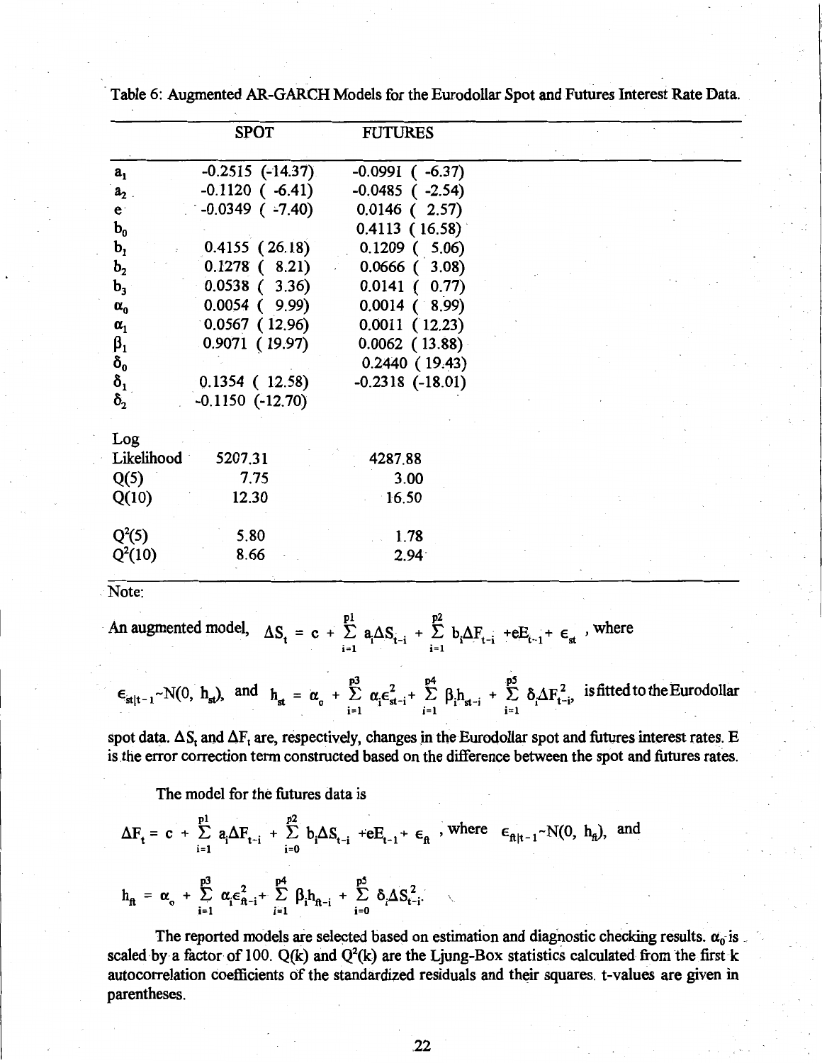Table 6: Augmented AR-GARCH Models for the Eurodollar Spot and Futures Interest Rate Data.

| | SPOT | FUTURES |
|---|---|---|
| $a_1$ | -0.2515 (-14.37) | -0.0991 ( -6.37) |
| $a_2$ | -0.1120 ( -6.41) | -0.0485 ( -2.54) |
| $e$ | -0.0349 ( -7.40) | 0.0146 ( 2.57) |
| $b_0$ | | 0.4113 ( 16.58) |
| $b_1$ | 0.4155 ( 26.18) | 0.1209 ( 5.06) |
| $b_2$ | 0.1278 ( 8.21) | 0.0666 ( 3.08) |
| $b_3$ | 0.0538 ( 3.36) | 0.0141 ( 0.77) |
| $\alpha_0$ | 0.0054 ( 9.99) | 0.0014 ( 8.99) |
| $\alpha_1$ | 0.0567 ( 12.96) | 0.0011 ( 12.23) |
| $\beta_1$ | 0.9071 ( 19.97) | 0.0062 ( 13.88) |
| $\delta_0$ | | 0.2440 ( 19.43) |
| $\delta_1$ | 0.1354 ( 12.58) | -0.2318 (-18.01) |
| $\delta_2$ | -0.1150 (-12.70) | |
| Log Likelihood | 5207.31 | 4287.88 |
| Q(5) | 7.75 | 3.00 |
| Q(10) | 12.30 | 16.50 |
| $Q^2(5)$ | 5.80 | 1.78 |
| $Q^2(10)$ | 8.66 | 2.94 |

Note:

An augmented model, $\Delta S_t = c + \sum_{i=1}^{p1} a_i \Delta S_{t-i} + \sum_{i=1}^{p2} b_i \Delta F_{t-i} + eE_{t-1} + \epsilon_{st}$, where

$\epsilon_{st|t-1} \sim N(0, h_{st})$, and $h_{st} = \alpha_o + \sum_{i=1}^{p3} \alpha_i \epsilon^2_{st-i} + \sum_{i=1}^{p4} \beta_i h_{st-i} + \sum_{i=1}^{p5} \delta_i \Delta F^2_{t-i}$, is fitted to the Eurodollar spot data. $\Delta S_t$ and $\Delta F_t$ are, respectively, changes in the Eurodollar spot and futures interest rates. E is the error correction term constructed based on the difference between the spot and futures rates.

The model for the futures data is

$$\Delta F_t = c + \sum_{i=1}^{p1} a_i \Delta F_{t-i} + \sum_{i=0}^{p2} b_i \Delta S_{t-i} + eE_{t-1} + \epsilon_{ft}, \text{ where } \epsilon_{ft|t-1} \sim N(0, h_{ft}), \text{ and}$$

$$h_{ft} = \alpha_o + \sum_{i=1}^{p3} \alpha_i \epsilon^2_{ft-i} + \sum_{i=1}^{p4} \beta_i h_{ft-i} + \sum_{i=0}^{p5} \delta_i \Delta S^2_{t-i}.$$

The reported models are selected based on estimation and diagnostic checking results. $\alpha_0$ is scaled by a factor of 100. Q(k) and $Q^2(k)$ are the Ljung-Box statistics calculated from the first k autocorrelation coefficients of the standardized residuals and their squares. t-values are given in parentheses.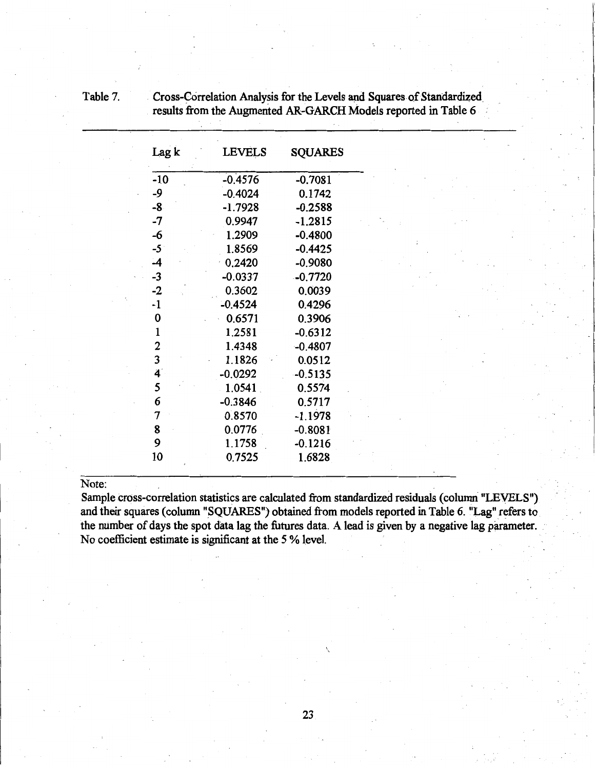Table 7. Cross-Correlation Analysis for the Levels and Squares of Standardized results from the Augmented AR-GARCH Models reported in Table 6

| Lag k | LEVELS | SQUARES |
|---|---|---|
| -10 | -0.4576 | -0.7081 |
| -9 | -0.4024 | 0.1742 |
| -8 | -1.7928 | -0.2588 |
| -7 | 0.9947 | -1.2815 |
| -6 | 1.2909 | -0.4800 |
| -5 | 1.8569 | -0.4425 |
| -4 | 0.2420 | -0.9080 |
| -3 | -0.0337 | -0.7720 |
| -2 | 0.3602 | 0.0039 |
| -1 | -0.4524 | 0.4296 |
| 0 | 0.6571 | 0.3906 |
| 1 | 1.2581 | -0.6312 |
| 2 | 1.4348 | -0.4807 |
| 3 | 1.1826 | 0.0512 |
| 4 | -0.0292 | -0.5135 |
| 5 | 1.0541 | 0.5574 |
| 6 | -0.3846 | 0.5717 |
| 7 | 0.8570 | -1.1978 |
| 8 | 0.0776 | -0.8081 |
| 9 | 1.1758 | -0.1216 |
| 10 | 0.7525 | 1.6828 |

Note:
Sample cross-correlation statistics are calculated from standardized residuals (column "LEVELS") and their squares (column "SQUARES") obtained from models reported in Table 6. "Lag" refers to the number of days the spot data lag the futures data. A lead is given by a negative lag parameter. No coefficient estimate is significant at the 5 % level.